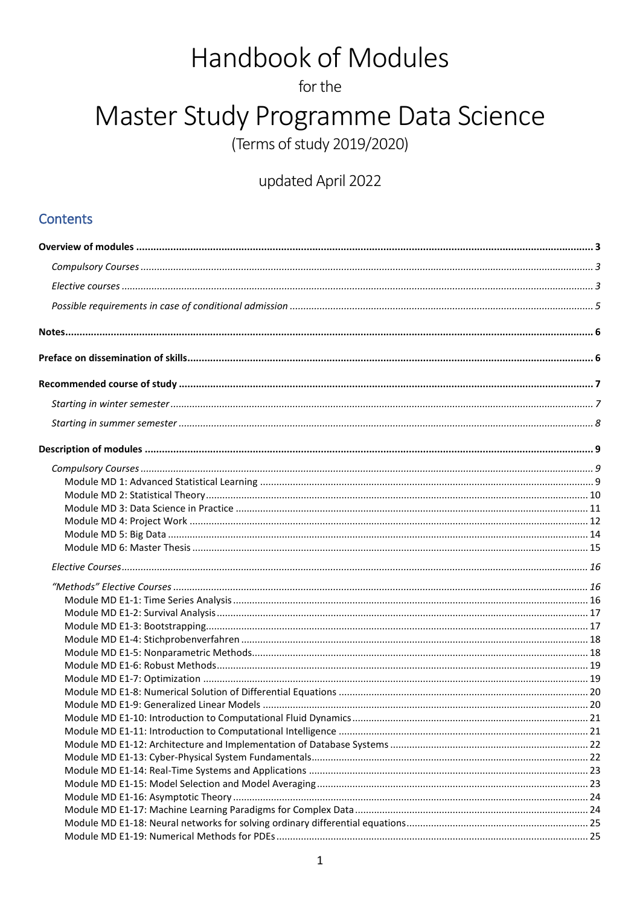# Handbook of Modules

for the

# Master Study Programme Data Science

(Terms of study 2019/2020)

updated April 2022

## Contents

**Overview of modules** ... 3

*Compulsory Courses* ... 3

*Elective courses* ... 3

*Possible requirements in case of conditional admission* ... 5

**Notes** ... 6

**Preface on dissemination of skills** ... 6

**Recommended course of study** ... 7

*Starting in winter semester* ... 7

*Starting in summer semester* ... 8

**Description of modules** ... 9

*Compulsory Courses* ... 9

- Module MD 1: Advanced Statistical Learning ... 9
- Module MD 2: Statistical Theory ... 10
- Module MD 3: Data Science in Practice ... 11
- Module MD 4: Project Work ... 12
- Module MD 5: Big Data ... 14
- Module MD 6: Master Thesis ... 15

*Elective Courses* ... 16

*"Methods" Elective Courses* ... 16

- Module MD E1-1: Time Series Analysis ... 16
- Module MD E1-2: Survival Analysis ... 17
- Module MD E1-3: Bootstrapping ... 17
- Module MD E1-4: Stichprobenverfahren ... 18
- Module MD E1-5: Nonparametric Methods ... 18
- Module MD E1-6: Robust Methods ... 19
- Module MD E1-7: Optimization ... 19
- Module MD E1-8: Numerical Solution of Differential Equations ... 20
- Module MD E1-9: Generalized Linear Models ... 20
- Module MD E1-10: Introduction to Computational Fluid Dynamics ... 21
- Module MD E1-11: Introduction to Computational Intelligence ... 21
- Module MD E1-12: Architecture and Implementation of Database Systems ... 22
- Module MD E1-13: Cyber-Physical System Fundamentals ... 22
- Module MD E1-14: Real-Time Systems and Applications ... 23
- Module MD E1-15: Model Selection and Model Averaging ... 23
- Module MD E1-16: Asymptotic Theory ... 24
- Module MD E1-17: Machine Learning Paradigms for Complex Data ... 24
- Module MD E1-18: Neural networks for solving ordinary differential equations ... 25
- Module MD E1-19: Numerical Methods for PDEs ... 25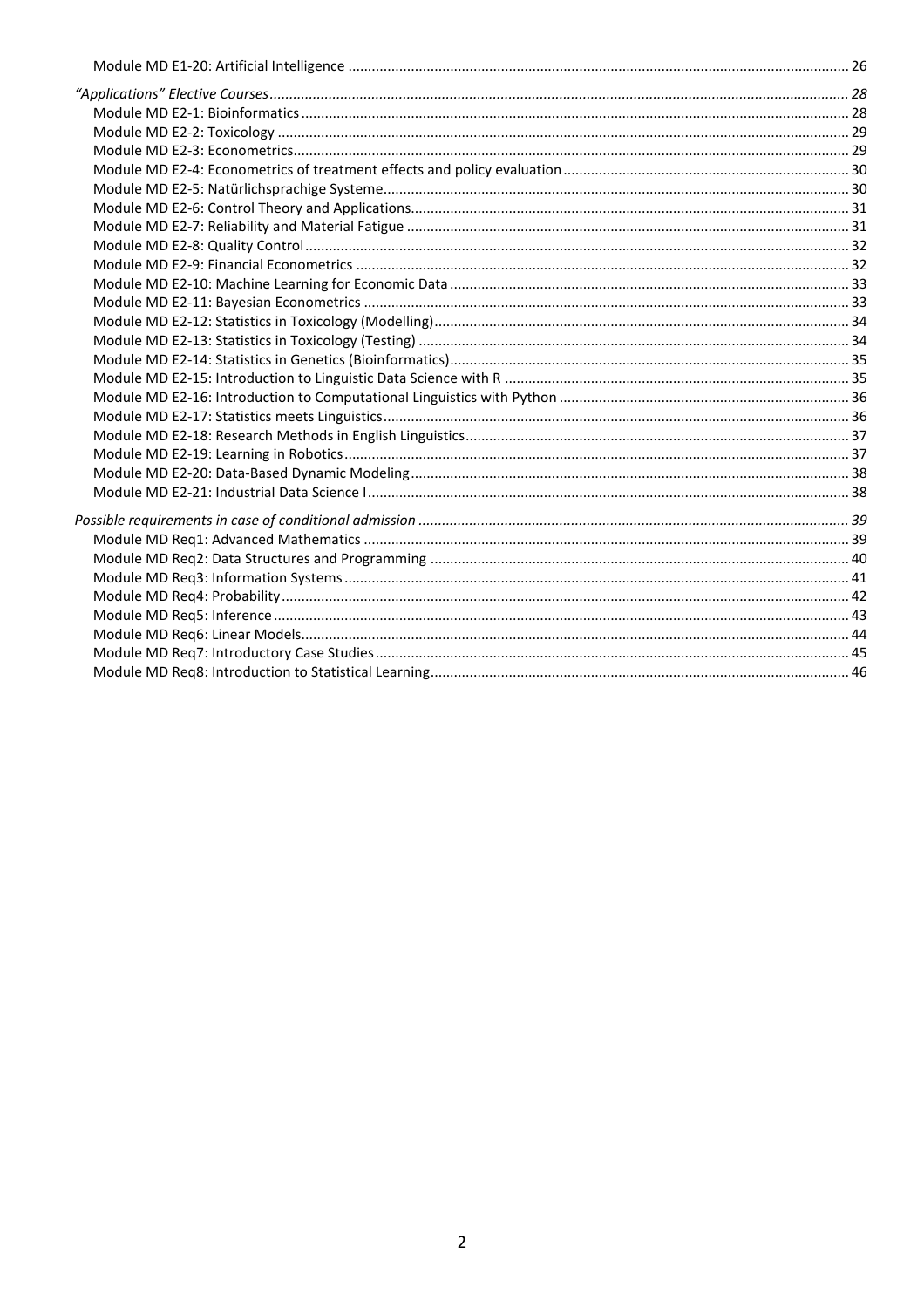Module MD E1-20: Artificial Intelligence ... 26

*"Applications" Elective Courses ... 28*

Module MD E2-1: Bioinformatics ... 28
Module MD E2-2: Toxicology ... 29
Module MD E2-3: Econometrics ... 29
Module MD E2-4: Econometrics of treatment effects and policy evaluation ... 30
Module MD E2-5: Natürlichsprachige Systeme ... 30
Module MD E2-6: Control Theory and Applications ... 31
Module MD E2-7: Reliability and Material Fatigue ... 31
Module MD E2-8: Quality Control ... 32
Module MD E2-9: Financial Econometrics ... 32
Module MD E2-10: Machine Learning for Economic Data ... 33
Module MD E2-11: Bayesian Econometrics ... 33
Module MD E2-12: Statistics in Toxicology (Modelling) ... 34
Module MD E2-13: Statistics in Toxicology (Testing) ... 34
Module MD E2-14: Statistics in Genetics (Bioinformatics) ... 35
Module MD E2-15: Introduction to Linguistic Data Science with R ... 35
Module MD E2-16: Introduction to Computational Linguistics with Python ... 36
Module MD E2-17: Statistics meets Linguistics ... 36
Module MD E2-18: Research Methods in English Linguistics ... 37
Module MD E2-19: Learning in Robotics ... 37
Module MD E2-20: Data-Based Dynamic Modeling ... 38
Module MD E2-21: Industrial Data Science I ... 38

*Possible requirements in case of conditional admission ... 39*

Module MD Req1: Advanced Mathematics ... 39
Module MD Req2: Data Structures and Programming ... 40
Module MD Req3: Information Systems ... 41
Module MD Req4: Probability ... 42
Module MD Req5: Inference ... 43
Module MD Req6: Linear Models ... 44
Module MD Req7: Introductory Case Studies ... 45
Module MD Req8: Introduction to Statistical Learning ... 46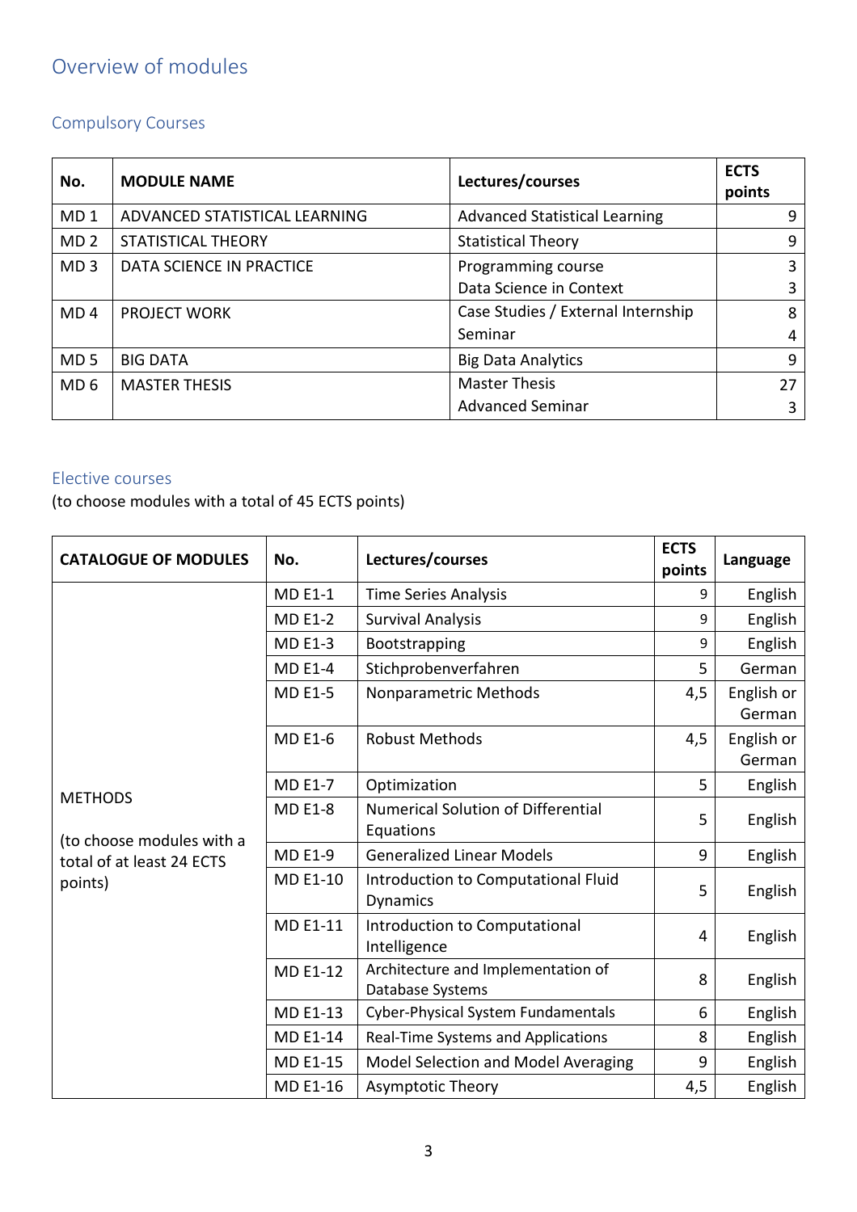# Overview of modules

## Compulsory Courses

| No. | MODULE NAME | Lectures/courses | ECTS points |
|---|---|---|---|
| MD 1 | ADVANCED STATISTICAL LEARNING | Advanced Statistical Learning | 9 |
| MD 2 | STATISTICAL THEORY | Statistical Theory | 9 |
| MD 3 | DATA SCIENCE IN PRACTICE | Programming course | 3 |
| | | Data Science in Context | 3 |
| MD 4 | PROJECT WORK | Case Studies / External Internship | 8 |
| | | Seminar | 4 |
| MD 5 | BIG DATA | Big Data Analytics | 9 |
| MD 6 | MASTER THESIS | Master Thesis | 27 |
| | | Advanced Seminar | 3 |

## Elective courses

(to choose modules with a total of 45 ECTS points)

| CATALOGUE OF MODULES | No. | Lectures/courses | ECTS points | Language |
|---|---|---|---|---|
| METHODS (to choose modules with a total of at least 24 ECTS points) | MD E1-1 | Time Series Analysis | 9 | English |
| | MD E1-2 | Survival Analysis | 9 | English |
| | MD E1-3 | Bootstrapping | 9 | English |
| | MD E1-4 | Stichprobenverfahren | 5 | German |
| | MD E1-5 | Nonparametric Methods | 4,5 | English or German |
| | MD E1-6 | Robust Methods | 4,5 | English or German |
| | MD E1-7 | Optimization | 5 | English |
| | MD E1-8 | Numerical Solution of Differential Equations | 5 | English |
| | MD E1-9 | Generalized Linear Models | 9 | English |
| | MD E1-10 | Introduction to Computational Fluid Dynamics | 5 | English |
| | MD E1-11 | Introduction to Computational Intelligence | 4 | English |
| | MD E1-12 | Architecture and Implementation of Database Systems | 8 | English |
| | MD E1-13 | Cyber-Physical System Fundamentals | 6 | English |
| | MD E1-14 | Real-Time Systems and Applications | 8 | English |
| | MD E1-15 | Model Selection and Model Averaging | 9 | English |
| | MD E1-16 | Asymptotic Theory | 4,5 | English |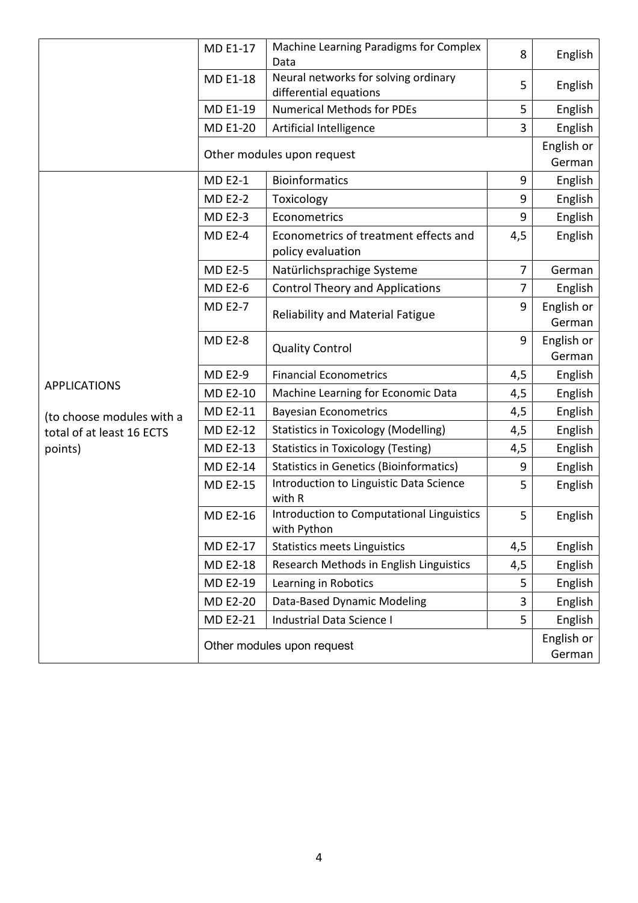| | | | | |
|---|---|---|---|---|
| | MD E1-17 | Machine Learning Paradigms for Complex Data | 8 | English |
| | MD E1-18 | Neural networks for solving ordinary differential equations | 5 | English |
| | MD E1-19 | Numerical Methods for PDEs | 5 | English |
| | MD E1-20 | Artificial Intelligence | 3 | English |
| | Other modules upon request | | | English or German |
| APPLICATIONS (to choose modules with a total of at least 16 ECTS points) | MD E2-1 | Bioinformatics | 9 | English |
| | MD E2-2 | Toxicology | 9 | English |
| | MD E2-3 | Econometrics | 9 | English |
| | MD E2-4 | Econometrics of treatment effects and policy evaluation | 4,5 | English |
| | MD E2-5 | Natürlichsprachige Systeme | 7 | German |
| | MD E2-6 | Control Theory and Applications | 7 | English |
| | MD E2-7 | Reliability and Material Fatigue | 9 | English or German |
| | MD E2-8 | Quality Control | 9 | English or German |
| | MD E2-9 | Financial Econometrics | 4,5 | English |
| | MD E2-10 | Machine Learning for Economic Data | 4,5 | English |
| | MD E2-11 | Bayesian Econometrics | 4,5 | English |
| | MD E2-12 | Statistics in Toxicology (Modelling) | 4,5 | English |
| | MD E2-13 | Statistics in Toxicology (Testing) | 4,5 | English |
| | MD E2-14 | Statistics in Genetics (Bioinformatics) | 9 | English |
| | MD E2-15 | Introduction to Linguistic Data Science with R | 5 | English |
| | MD E2-16 | Introduction to Computational Linguistics with Python | 5 | English |
| | MD E2-17 | Statistics meets Linguistics | 4,5 | English |
| | MD E2-18 | Research Methods in English Linguistics | 4,5 | English |
| | MD E2-19 | Learning in Robotics | 5 | English |
| | MD E2-20 | Data-Based Dynamic Modeling | 3 | English |
| | MD E2-21 | Industrial Data Science I | 5 | English |
| | Other modules upon request | | | English or German |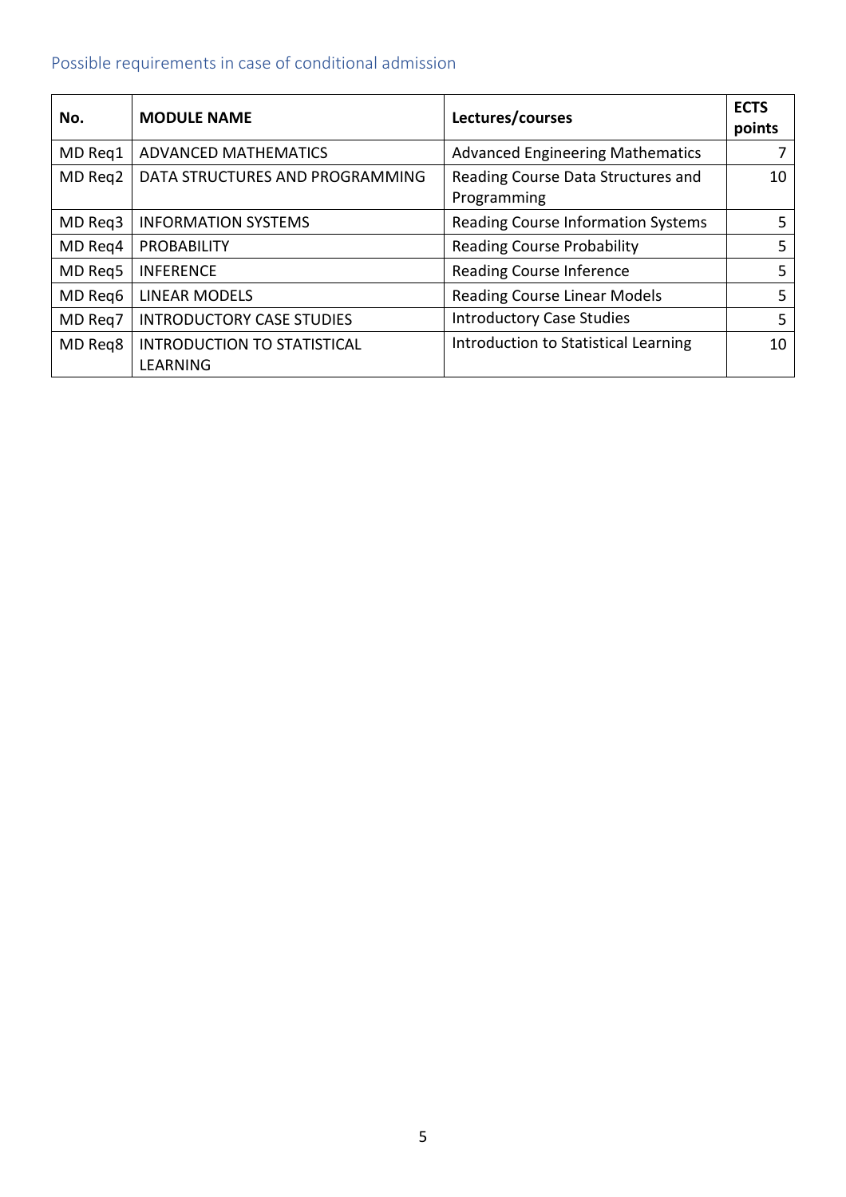## Possible requirements in case of conditional admission

| No. | MODULE NAME | Lectures/courses | ECTS points |
|---|---|---|---|
| MD Req1 | ADVANCED MATHEMATICS | Advanced Engineering Mathematics | 7 |
| MD Req2 | DATA STRUCTURES AND PROGRAMMING | Reading Course Data Structures and Programming | 10 |
| MD Req3 | INFORMATION SYSTEMS | Reading Course Information Systems | 5 |
| MD Req4 | PROBABILITY | Reading Course Probability | 5 |
| MD Req5 | INFERENCE | Reading Course Inference | 5 |
| MD Req6 | LINEAR MODELS | Reading Course Linear Models | 5 |
| MD Req7 | INTRODUCTORY CASE STUDIES | Introductory Case Studies | 5 |
| MD Req8 | INTRODUCTION TO STATISTICAL LEARNING | Introduction to Statistical Learning | 10 |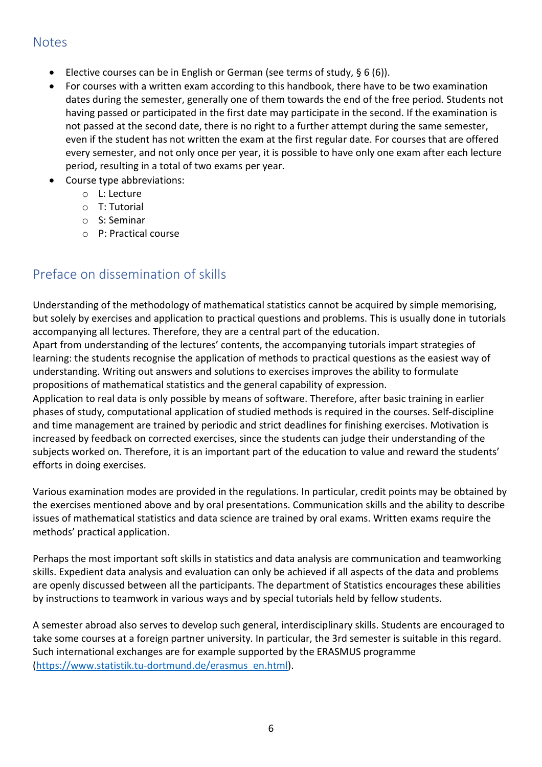## Notes

- Elective courses can be in English or German (see terms of study, § 6 (6)).
- For courses with a written exam according to this handbook, there have to be two examination dates during the semester, generally one of them towards the end of the free period. Students not having passed or participated in the first date may participate in the second. If the examination is not passed at the second date, there is no right to a further attempt during the same semester, even if the student has not written the exam at the first regular date. For courses that are offered every semester, and not only once per year, it is possible to have only one exam after each lecture period, resulting in a total of two exams per year.
- Course type abbreviations:
  - L: Lecture
  - T: Tutorial
  - S: Seminar
  - P: Practical course

## Preface on dissemination of skills

Understanding of the methodology of mathematical statistics cannot be acquired by simple memorising, but solely by exercises and application to practical questions and problems. This is usually done in tutorials accompanying all lectures. Therefore, they are a central part of the education.
Apart from understanding of the lectures' contents, the accompanying tutorials impart strategies of learning: the students recognise the application of methods to practical questions as the easiest way of understanding. Writing out answers and solutions to exercises improves the ability to formulate propositions of mathematical statistics and the general capability of expression.
Application to real data is only possible by means of software. Therefore, after basic training in earlier phases of study, computational application of studied methods is required in the courses. Self-discipline and time management are trained by periodic and strict deadlines for finishing exercises. Motivation is increased by feedback on corrected exercises, since the students can judge their understanding of the subjects worked on. Therefore, it is an important part of the education to value and reward the students' efforts in doing exercises.

Various examination modes are provided in the regulations. In particular, credit points may be obtained by the exercises mentioned above and by oral presentations. Communication skills and the ability to describe issues of mathematical statistics and data science are trained by oral exams. Written exams require the methods' practical application.

Perhaps the most important soft skills in statistics and data analysis are communication and teamworking skills. Expedient data analysis and evaluation can only be achieved if all aspects of the data and problems are openly discussed between all the participants. The department of Statistics encourages these abilities by instructions to teamwork in various ways and by special tutorials held by fellow students.

A semester abroad also serves to develop such general, interdisciplinary skills. Students are encouraged to take some courses at a foreign partner university. In particular, the 3rd semester is suitable in this regard. Such international exchanges are for example supported by the ERASMUS programme (https://www.statistik.tu-dortmund.de/erasmus_en.html).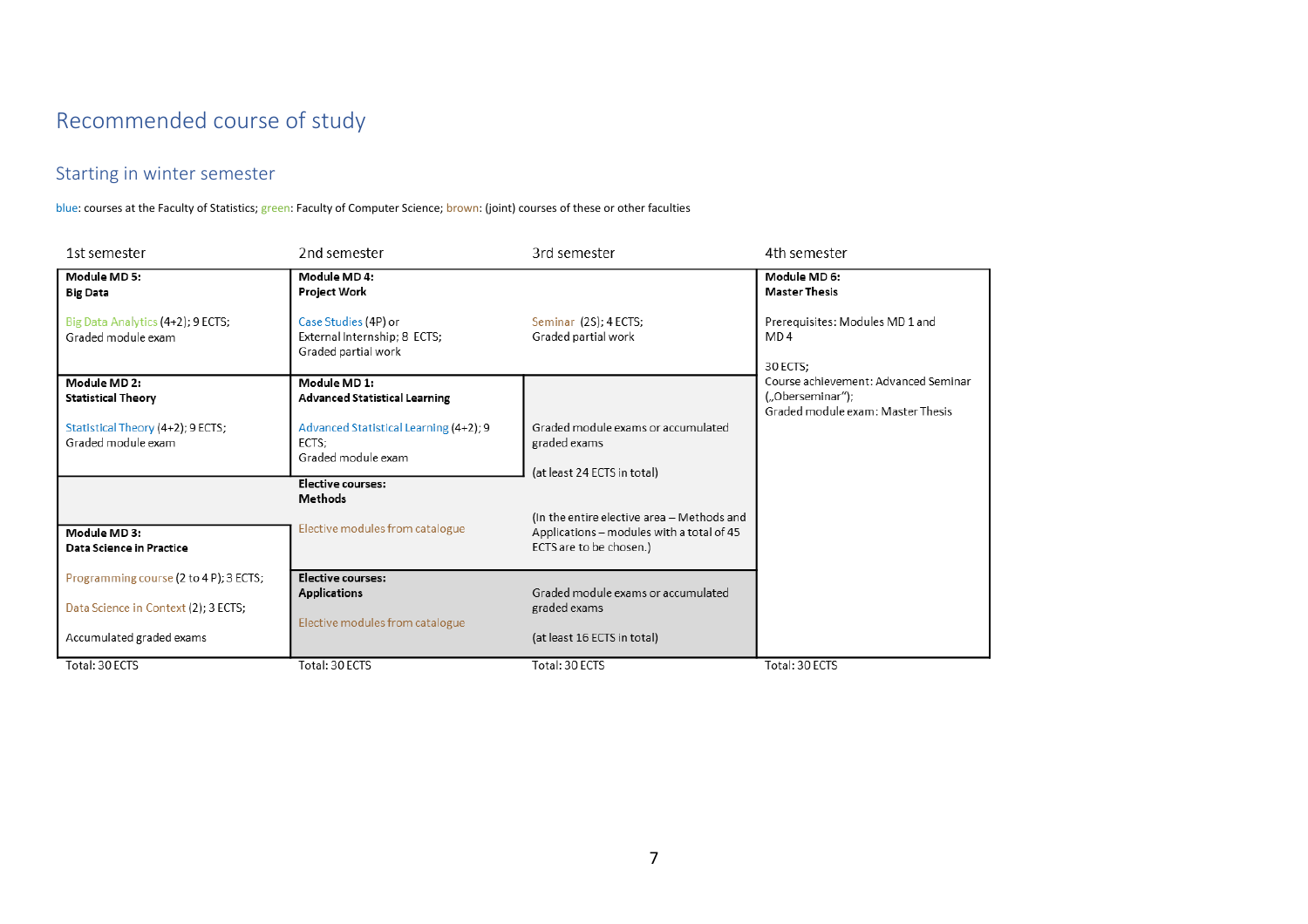# Recommended course of study

## Starting in winter semester

blue: courses at the Faculty of Statistics; green: Faculty of Computer Science; brown: (joint) courses of these or other faculties

| 1st semester | 2nd semester | 3rd semester | 4th semester |
|---|---|---|---|
| **Module MD 5: Big Data**<br><br>Big Data Analytics (4+2); 9 ECTS;<br>Graded module exam | **Module MD 4: Project Work**<br><br>Case Studies (4P) or<br>External Internship; 8 ECTS;<br>Graded partial work | Seminar (2S); 4 ECTS;<br>Graded partial work | **Module MD 6: Master Thesis**<br><br>Prerequisites: Modules MD 1 and MD 4<br><br>30 ECTS;<br>Course achievement: Advanced Seminar („Oberseminar");<br>Graded module exam: Master Thesis |
| **Module MD 2: Statistical Theory**<br><br>Statistical Theory (4+2); 9 ECTS;<br>Graded module exam | **Module MD 1: Advanced Statistical Learning**<br><br>Advanced Statistical Learning (4+2); 9 ECTS;<br>Graded module exam | Graded module exams or accumulated graded exams<br><br>(at least 24 ECTS in total) | |
| **Module MD 3: Data Science in Practice**<br><br>Programming course (2 to 4 P); 3 ECTS;<br><br>Data Science in Context (2); 3 ECTS;<br><br>Accumulated graded exams | **Elective courses: Methods**<br><br>Elective modules from catalogue | (In the entire elective area – Methods and Applications – modules with a total of 45 ECTS are to be chosen.) | |
| | **Elective courses: Applications**<br><br>Elective modules from catalogue | Graded module exams or accumulated graded exams<br><br>(at least 16 ECTS in total) | |
| Total: 30 ECTS | Total: 30 ECTS | Total: 30 ECTS | Total: 30 ECTS |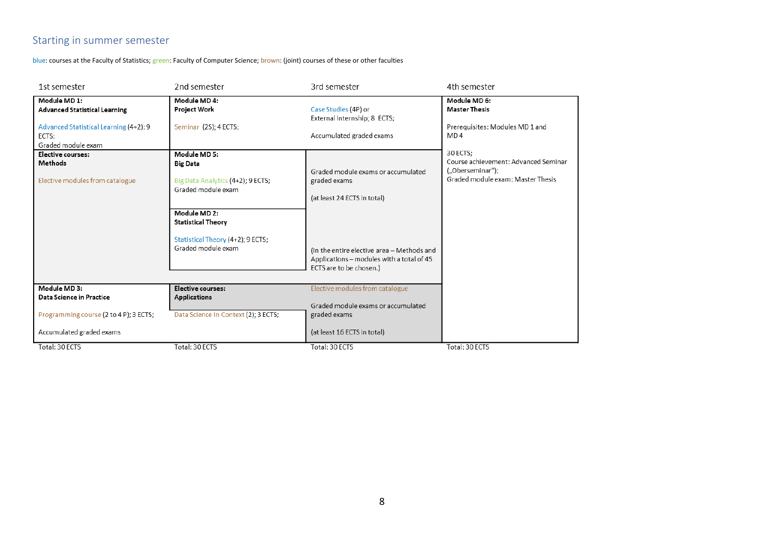## Starting in summer semester

blue: courses at the Faculty of Statistics; green: Faculty of Computer Science; brown: (joint) courses of these or other faculties

| 1st semester | 2nd semester | 3rd semester | 4th semester |
|---|---|---|---|
| **Module MD 1: Advanced Statistical Learning**<br><br>Advanced Statistical Learning (4+2); 9 ECTS;<br>Graded module exam | **Module MD 4: Project Work**<br><br>Seminar (2S); 4 ECTS; | Case Studies (4P) or External Internship; 8 ECTS;<br><br>Accumulated graded exams | **Module MD 6: Master Thesis**<br><br>Prerequisites: Modules MD 1 and MD 4<br><br>30 ECTS;<br>Course achievement: Advanced Seminar („Oberseminar“);<br>Graded module exam: Master Thesis |
| **Elective courses: Methods**<br><br>Elective modules from catalogue | **Module MD 5: Big Data**<br><br>Big Data Analytics (4+2); 9 ECTS;<br>Graded module exam<br><br>**Module MD 2: Statistical Theory**<br><br>Statistical Theory (4+2); 9 ECTS;<br>Graded module exam | Graded module exams or accumulated graded exams<br><br>(at least 24 ECTS in total)<br><br>(In the entire elective area – Methods and Applications – modules with a total of 45 ECTS are to be chosen.) | |
| **Module MD 3: Data Science in Practice**<br><br>Programming course (2 to 4 P); 3 ECTS;<br><br>Accumulated graded exams | **Elective courses: Applications**<br><br>Data Science in Context (2); 3 ECTS; | Elective modules from catalogue<br><br>Graded module exams or accumulated graded exams<br><br>(at least 16 ECTS in total) | |
| Total: 30 ECTS | Total: 30 ECTS | Total: 30 ECTS | Total: 30 ECTS |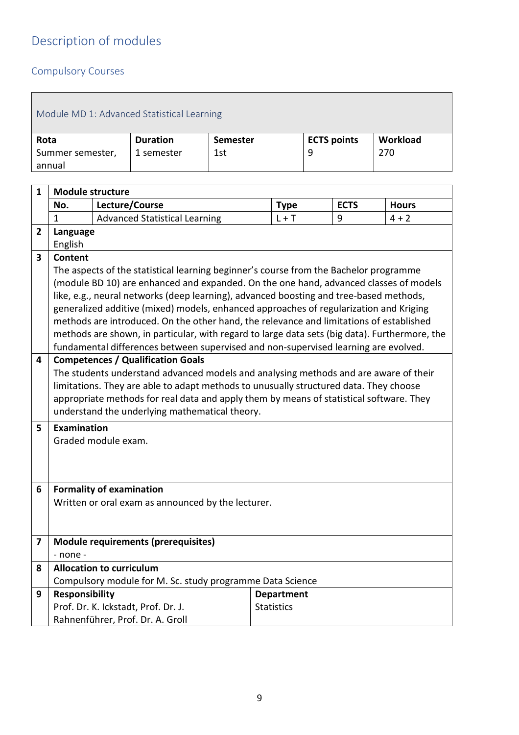# Description of modules

## Compulsory Courses

### Module MD 1: Advanced Statistical Learning

| Rota | Duration | Semester | ECTS points | Workload |
|---|---|---|---|---|
| Summer semester, annual | 1 semester | 1st | 9 | 270 |

| | | | | | |
|---|---|---|---|---|---|
| **1** | **Module structure** | | | | |
| | **No.** | **Lecture/Course** | **Type** | **ECTS** | **Hours** |
| | 1 | Advanced Statistical Learning | L + T | 9 | 4 + 2 |
| **2** | **Language**<br>English | | | | |
| **3** | **Content**<br>The aspects of the statistical learning beginner's course from the Bachelor programme (module BD 10) are enhanced and expanded. On the one hand, advanced classes of models like, e.g., neural networks (deep learning), advanced boosting and tree-based methods, generalized additive (mixed) models, enhanced approaches of regularization and Kriging methods are introduced. On the other hand, the relevance and limitations of established methods are shown, in particular, with regard to large data sets (big data). Furthermore, the fundamental differences between supervised and non-supervised learning are evolved. | | | | |
| **4** | **Competences / Qualification Goals**<br>The students understand advanced models and analysing methods and are aware of their limitations. They are able to adapt methods to unusually structured data. They choose appropriate methods for real data and apply them by means of statistical software. They understand the underlying mathematical theory. | | | | |
| **5** | **Examination**<br>Graded module exam. | | | | |
| **6** | **Formality of examination**<br>Written or oral exam as announced by the lecturer. | | | | |
| **7** | **Module requirements (prerequisites)**<br>- none - | | | | |
| **8** | **Allocation to curriculum**<br>Compulsory module for M. Sc. study programme Data Science | | | | |
| **9** | **Responsibility**<br>Prof. Dr. K. Ickstadt, Prof. Dr. J. Rahnenführer, Prof. Dr. A. Groll | | **Department**<br>Statistics | | |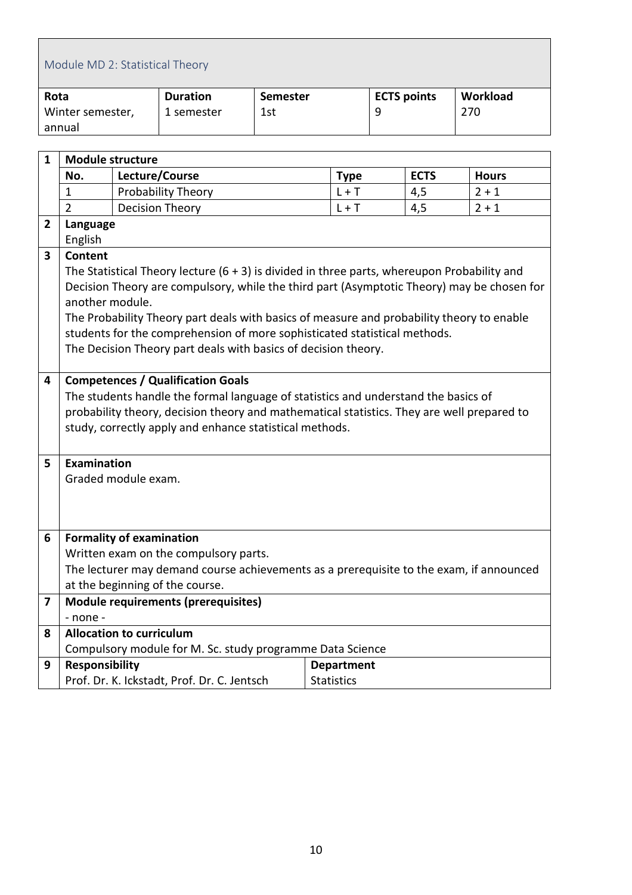## Module MD 2: Statistical Theory

| Rota | Duration | Semester | ECTS points | Workload |
|---|---|---|---|---|
| Winter semester, annual | 1 semester | 1st | 9 | 270 |

**1 Module structure**

| No. | Lecture/Course | Type | ECTS | Hours |
|---|---|---|---|---|
| 1 | Probability Theory | L + T | 4,5 | 2 + 1 |
| 2 | Decision Theory | L + T | 4,5 | 2 + 1 |

**2 Language**

English

**3 Content**

The Statistical Theory lecture (6 + 3) is divided in three parts, whereupon Probability and Decision Theory are compulsory, while the third part (Asymptotic Theory) may be chosen for another module.

The Probability Theory part deals with basics of measure and probability theory to enable students for the comprehension of more sophisticated statistical methods.

The Decision Theory part deals with basics of decision theory.

**4 Competences / Qualification Goals**

The students handle the formal language of statistics and understand the basics of probability theory, decision theory and mathematical statistics. They are well prepared to study, correctly apply and enhance statistical methods.

**5 Examination**

Graded module exam.

**6 Formality of examination**

Written exam on the compulsory parts.

The lecturer may demand course achievements as a prerequisite to the exam, if announced at the beginning of the course.

**7 Module requirements (prerequisites)**

- none -

**8 Allocation to curriculum**

Compulsory module for M. Sc. study programme Data Science

**9 Responsibility**

| Responsibility | Department |
|---|---|
| Prof. Dr. K. Ickstadt, Prof. Dr. C. Jentsch | Statistics |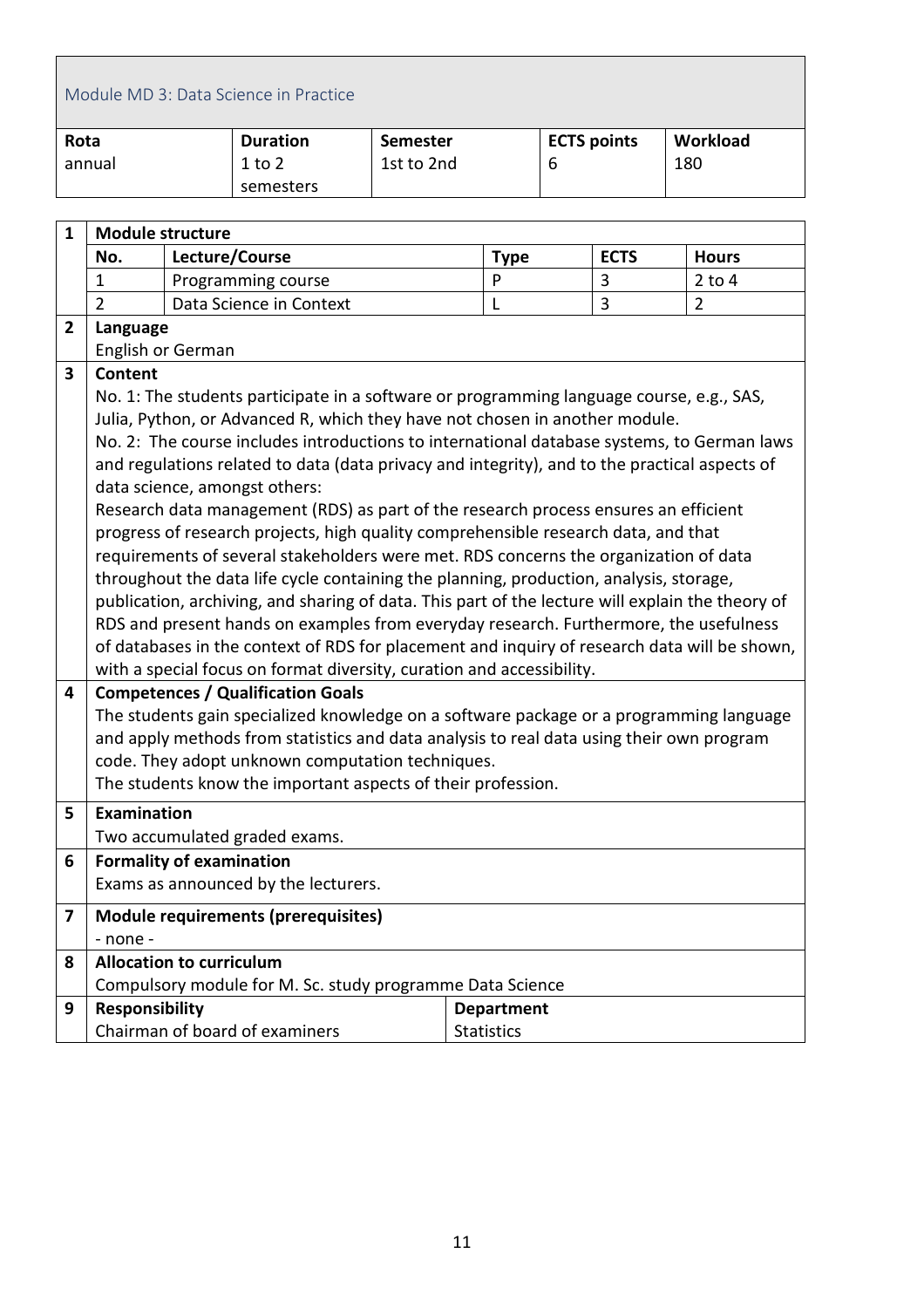## Module MD 3: Data Science in Practice

| Rota | Duration | Semester | ECTS points | Workload |
|---|---|---|---|---|
| annual | 1 to 2 semesters | 1st to 2nd | 6 | 180 |

**1 Module structure**

| No. | Lecture/Course | Type | ECTS | Hours |
|---|---|---|---|---|
| 1 | Programming course | P | 3 | 2 to 4 |
| 2 | Data Science in Context | L | 3 | 2 |

**2 Language**

English or German

**3 Content**

No. 1: The students participate in a software or programming language course, e.g., SAS, Julia, Python, or Advanced R, which they have not chosen in another module.

No. 2: The course includes introductions to international database systems, to German laws and regulations related to data (data privacy and integrity), and to the practical aspects of data science, amongst others:

Research data management (RDS) as part of the research process ensures an efficient progress of research projects, high quality comprehensible research data, and that requirements of several stakeholders were met. RDS concerns the organization of data throughout the data life cycle containing the planning, production, analysis, storage, publication, archiving, and sharing of data. This part of the lecture will explain the theory of RDS and present hands on examples from everyday research. Furthermore, the usefulness of databases in the context of RDS for placement and inquiry of research data will be shown, with a special focus on format diversity, curation and accessibility.

**4 Competences / Qualification Goals**

The students gain specialized knowledge on a software package or a programming language and apply methods from statistics and data analysis to real data using their own program code. They adopt unknown computation techniques.

The students know the important aspects of their profession.

**5 Examination**

Two accumulated graded exams.

**6 Formality of examination**

Exams as announced by the lecturers.

**7 Module requirements (prerequisites)**

- none -

**8 Allocation to curriculum**

Compulsory module for M. Sc. study programme Data Science

**9 Responsibility**

| Responsibility | Department |
|---|---|
| Chairman of board of examiners | Statistics |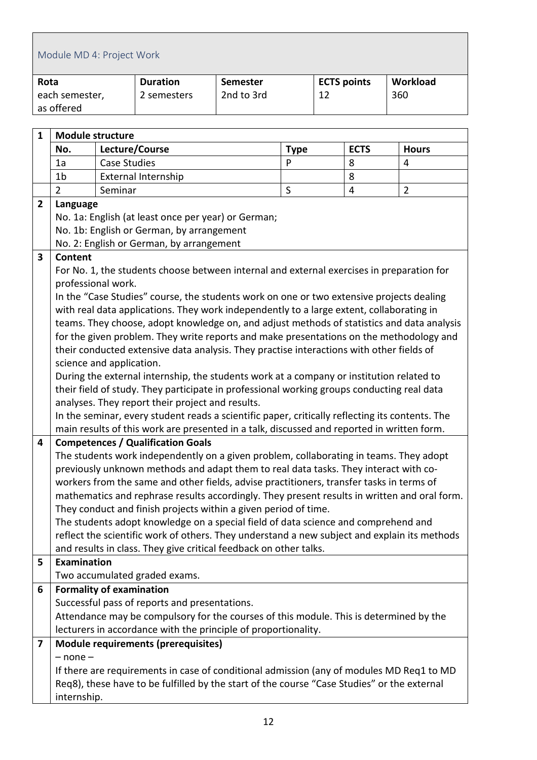## Module MD 4: Project Work

| Rota | Duration | Semester | ECTS points | Workload |
|---|---|---|---|---|
| each semester, as offered | 2 semesters | 2nd to 3rd | 12 | 360 |

**1 Module structure**

| No. | Lecture/Course | Type | ECTS | Hours |
|---|---|---|---|---|
| 1a | Case Studies | P | 8 | 4 |
| 1b | External Internship | | 8 | |
| 2 | Seminar | S | 4 | 2 |

**2 Language**

No. 1a: English (at least once per year) or German;
No. 1b: English or German, by arrangement
No. 2: English or German, by arrangement

**3 Content**

For No. 1, the students choose between internal and external exercises in preparation for professional work.
In the "Case Studies" course, the students work on one or two extensive projects dealing with real data applications. They work independently to a large extent, collaborating in teams. They choose, adopt knowledge on, and adjust methods of statistics and data analysis for the given problem. They write reports and make presentations on the methodology and their conducted extensive data analysis. They practise interactions with other fields of science and application.
During the external internship, the students work at a company or institution related to their field of study. They participate in professional working groups conducting real data analyses. They report their project and results.
In the seminar, every student reads a scientific paper, critically reflecting its contents. The main results of this work are presented in a talk, discussed and reported in written form.

**4 Competences / Qualification Goals**

The students work independently on a given problem, collaborating in teams. They adopt previously unknown methods and adapt them to real data tasks. They interact with co-workers from the same and other fields, advise practitioners, transfer tasks in terms of mathematics and rephrase results accordingly. They present results in written and oral form. They conduct and finish projects within a given period of time.
The students adopt knowledge on a special field of data science and comprehend and reflect the scientific work of others. They understand a new subject and explain its methods and results in class. They give critical feedback on other talks.

**5 Examination**

Two accumulated graded exams.

**6 Formality of examination**

Successful pass of reports and presentations.
Attendance may be compulsory for the courses of this module. This is determined by the lecturers in accordance with the principle of proportionality.

**7 Module requirements (prerequisites)**

– none –
If there are requirements in case of conditional admission (any of modules MD Req1 to MD Req8), these have to be fulfilled by the start of the course "Case Studies" or the external internship.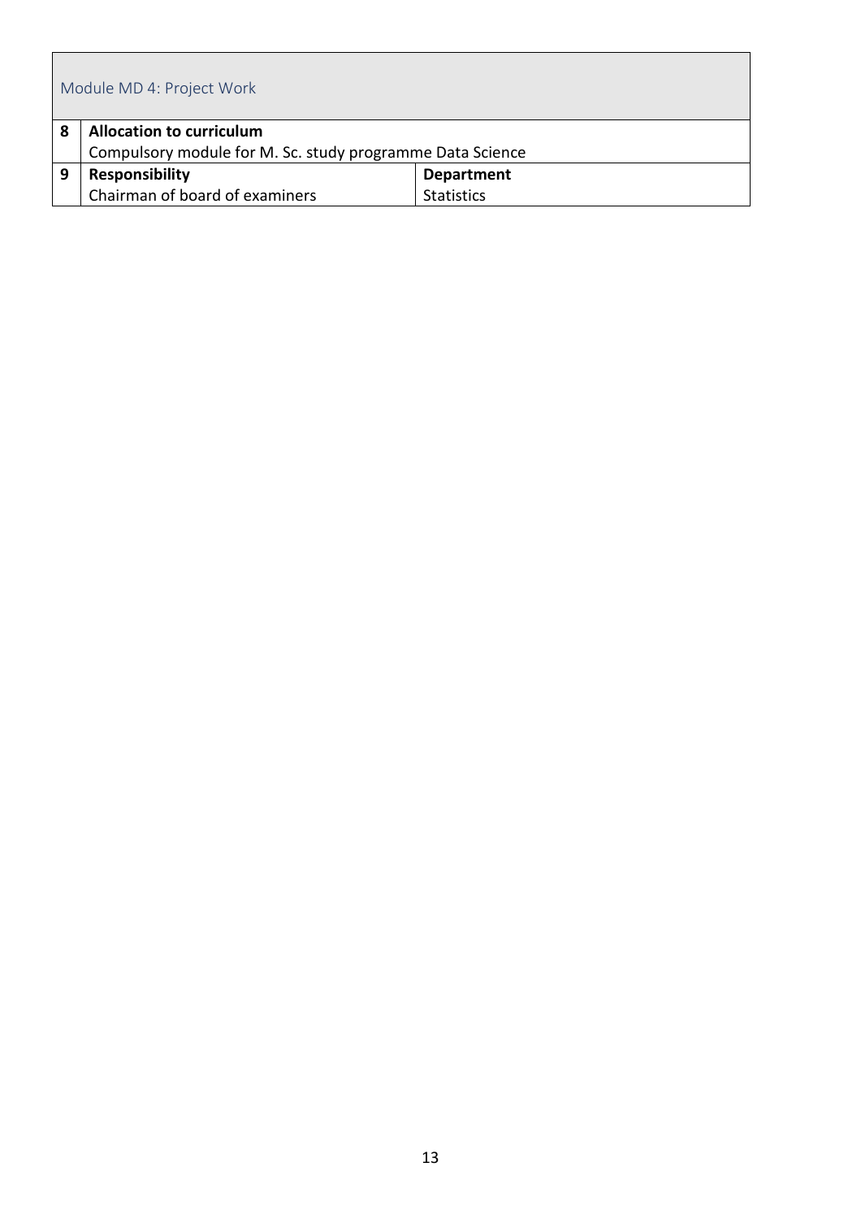| Module MD 4: Project Work | | |
|---|---|---|
| 8 | **Allocation to curriculum**<br>Compulsory module for M. Sc. study programme Data Science | |
| 9 | **Responsibility**<br>Chairman of board of examiners | **Department**<br>Statistics |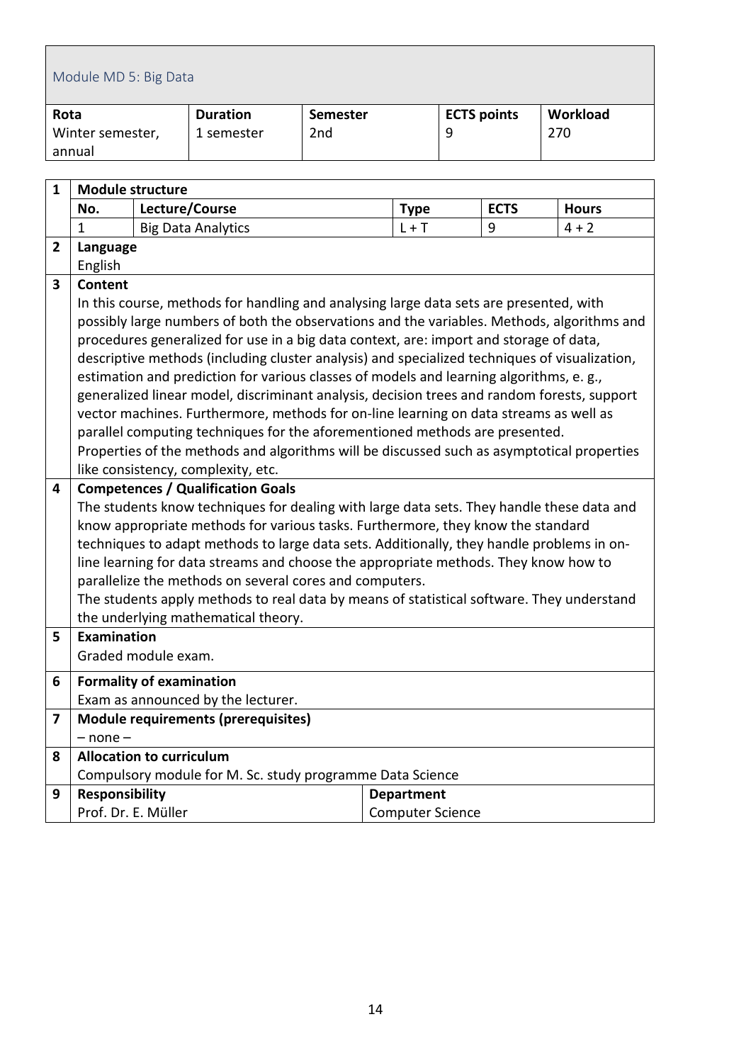## Module MD 5: Big Data

| Rota | Duration | Semester | ECTS points | Workload |
|---|---|---|---|---|
| Winter semester, annual | 1 semester | 2nd | 9 | 270 |

| | | | | | | |
|---|---|---|---|---|---|---|
| **1** | **Module structure** | | | | | |
| | **No.** | **Lecture/Course** | | **Type** | **ECTS** | **Hours** |
| | 1 | Big Data Analytics | | L + T | 9 | 4 + 2 |
| **2** | **Language**<br>English | | | | | |
| **3** | **Content**<br>In this course, methods for handling and analysing large data sets are presented, with possibly large numbers of both the observations and the variables. Methods, algorithms and procedures generalized for use in a big data context, are: import and storage of data, descriptive methods (including cluster analysis) and specialized techniques of visualization, estimation and prediction for various classes of models and learning algorithms, e. g., generalized linear model, discriminant analysis, decision trees and random forests, support vector machines. Furthermore, methods for on-line learning on data streams as well as parallel computing techniques for the aforementioned methods are presented.<br>Properties of the methods and algorithms will be discussed such as asymptotical properties like consistency, complexity, etc. | | | | | |
| **4** | **Competences / Qualification Goals**<br>The students know techniques for dealing with large data sets. They handle these data and know appropriate methods for various tasks. Furthermore, they know the standard techniques to adapt methods to large data sets. Additionally, they handle problems in on-line learning for data streams and choose the appropriate methods. They know how to parallelize the methods on several cores and computers.<br>The students apply methods to real data by means of statistical software. They understand the underlying mathematical theory. | | | | | |
| **5** | **Examination**<br>Graded module exam. | | | | | |
| **6** | **Formality of examination**<br>Exam as announced by the lecturer. | | | | | |
| **7** | **Module requirements (prerequisites)**<br>– none – | | | | | |
| **8** | **Allocation to curriculum**<br>Compulsory module for M. Sc. study programme Data Science | | | | | |
| **9** | **Responsibility**<br>Prof. Dr. E. Müller | | | **Department**<br>Computer Science | | |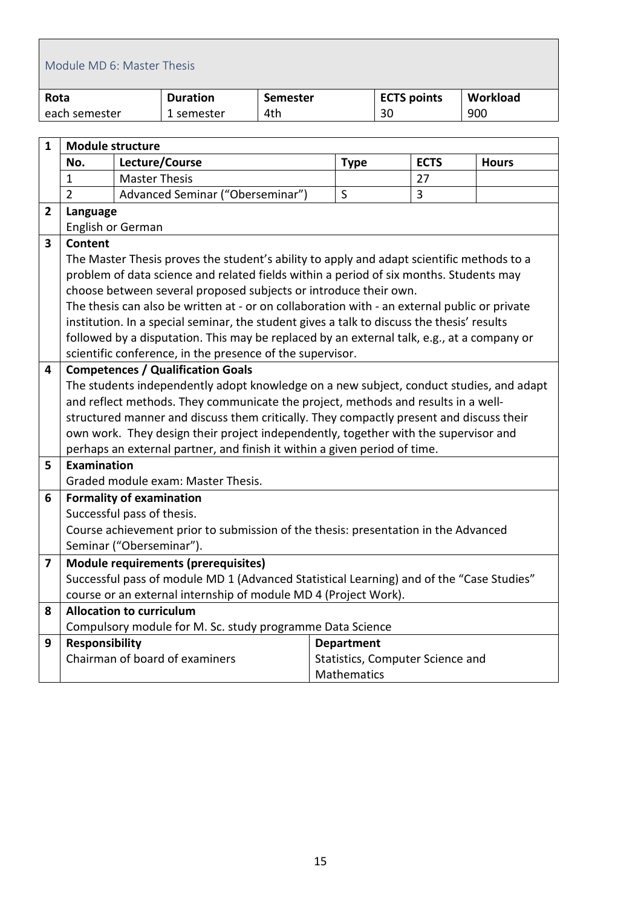## Module MD 6: Master Thesis

| Rota | Duration | Semester | ECTS points | Workload |
|---|---|---|---|---|
| each semester | 1 semester | 4th | 30 | 900 |

**1 Module structure**

| No. | Lecture/Course | Type | ECTS | Hours |
|---|---|---|---|---|
| 1 | Master Thesis | | 27 | |
| 2 | Advanced Seminar ("Oberseminar") | S | 3 | |

**2 Language**

English or German

**3 Content**

The Master Thesis proves the student's ability to apply and adapt scientific methods to a problem of data science and related fields within a period of six months. Students may choose between several proposed subjects or introduce their own.
The thesis can also be written at - or on collaboration with - an external public or private institution. In a special seminar, the student gives a talk to discuss the thesis' results followed by a disputation. This may be replaced by an external talk, e.g., at a company or scientific conference, in the presence of the supervisor.

**4 Competences / Qualification Goals**

The students independently adopt knowledge on a new subject, conduct studies, and adapt and reflect methods. They communicate the project, methods and results in a well-structured manner and discuss them critically. They compactly present and discuss their own work. They design their project independently, together with the supervisor and perhaps an external partner, and finish it within a given period of time.

**5 Examination**

Graded module exam: Master Thesis.

**6 Formality of examination**

Successful pass of thesis.
Course achievement prior to submission of the thesis: presentation in the Advanced Seminar ("Oberseminar").

**7 Module requirements (prerequisites)**

Successful pass of module MD 1 (Advanced Statistical Learning) and of the "Case Studies" course or an external internship of module MD 4 (Project Work).

**8 Allocation to curriculum**

Compulsory module for M. Sc. study programme Data Science

| 9 Responsibility | Department |
|---|---|
| Chairman of board of examiners | Statistics, Computer Science and Mathematics |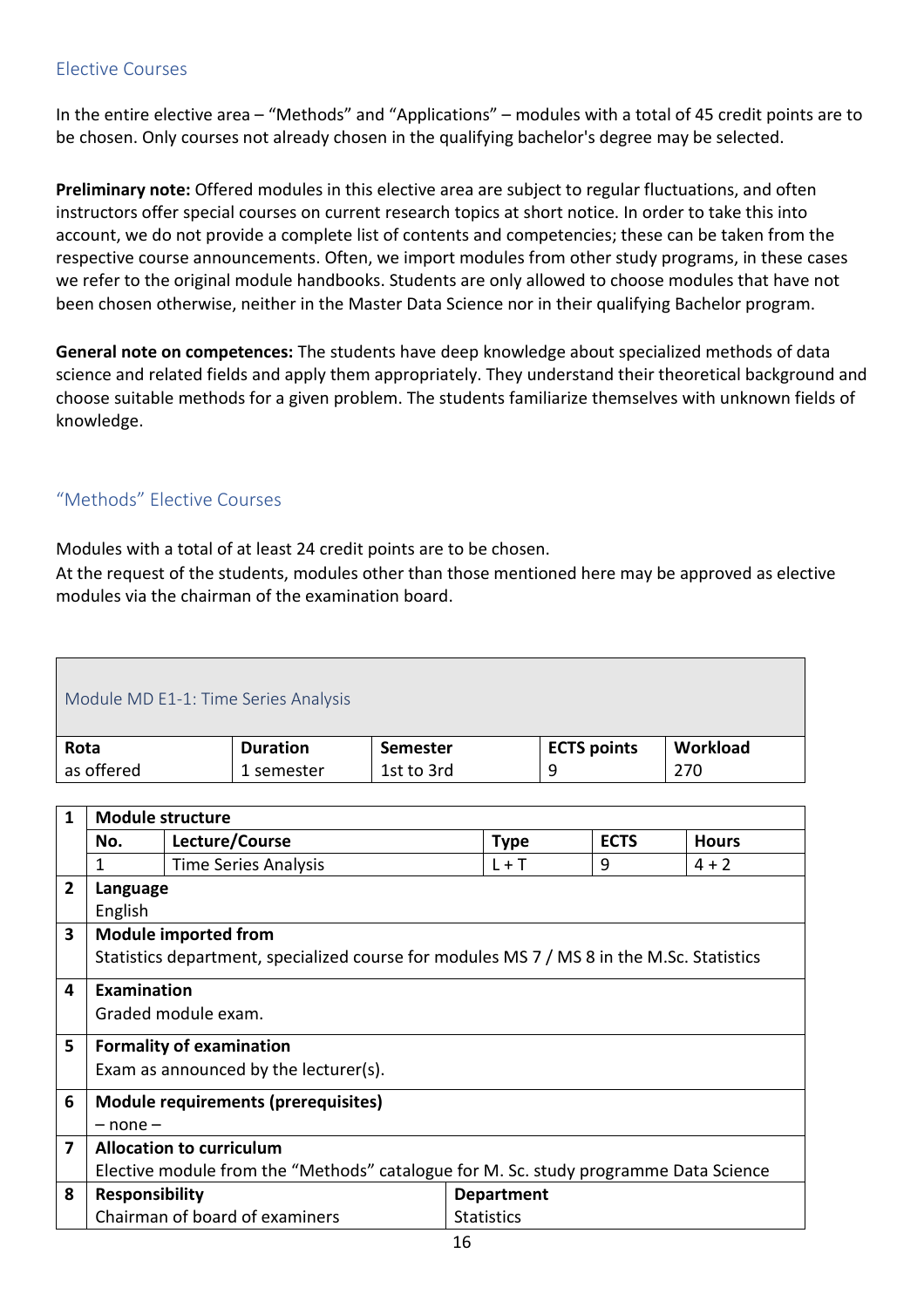## Elective Courses

In the entire elective area – "Methods" and "Applications" – modules with a total of 45 credit points are to be chosen. Only courses not already chosen in the qualifying bachelor's degree may be selected.

**Preliminary note:** Offered modules in this elective area are subject to regular fluctuations, and often instructors offer special courses on current research topics at short notice. In order to take this into account, we do not provide a complete list of contents and competencies; these can be taken from the respective course announcements. Often, we import modules from other study programs, in these cases we refer to the original module handbooks. Students are only allowed to choose modules that have not been chosen otherwise, neither in the Master Data Science nor in their qualifying Bachelor program.

**General note on competences:** The students have deep knowledge about specialized methods of data science and related fields and apply them appropriately. They understand their theoretical background and choose suitable methods for a given problem. The students familiarize themselves with unknown fields of knowledge.

### "Methods" Elective Courses

Modules with a total of at least 24 credit points are to be chosen.
At the request of the students, modules other than those mentioned here may be approved as elective modules via the chairman of the examination board.

#### Module MD E1-1: Time Series Analysis

| Rota | Duration | Semester | ECTS points | Workload |
|---|---|---|---|---|
| as offered | 1 semester | 1st to 3rd | 9 | 270 |

| | | | | | |
|---|---|---|---|---|---|
| **1** | **Module structure** | | | | |
| | **No.** | **Lecture/Course** | **Type** | **ECTS** | **Hours** |
| | 1 | Time Series Analysis | L + T | 9 | 4 + 2 |
| **2** | **Language** | | | | |
| | English | | | | |
| **3** | **Module imported from** | | | | |
| | Statistics department, specialized course for modules MS 7 / MS 8 in the M.Sc. Statistics | | | | |
| **4** | **Examination** | | | | |
| | Graded module exam. | | | | |
| **5** | **Formality of examination** | | | | |
| | Exam as announced by the lecturer(s). | | | | |
| **6** | **Module requirements (prerequisites)** | | | | |
| | – none – | | | | |
| **7** | **Allocation to curriculum** | | | | |
| | Elective module from the "Methods" catalogue for M. Sc. study programme Data Science | | | | |
| **8** | **Responsibility** | | **Department** | | |
| | Chairman of board of examiners | | Statistics | | |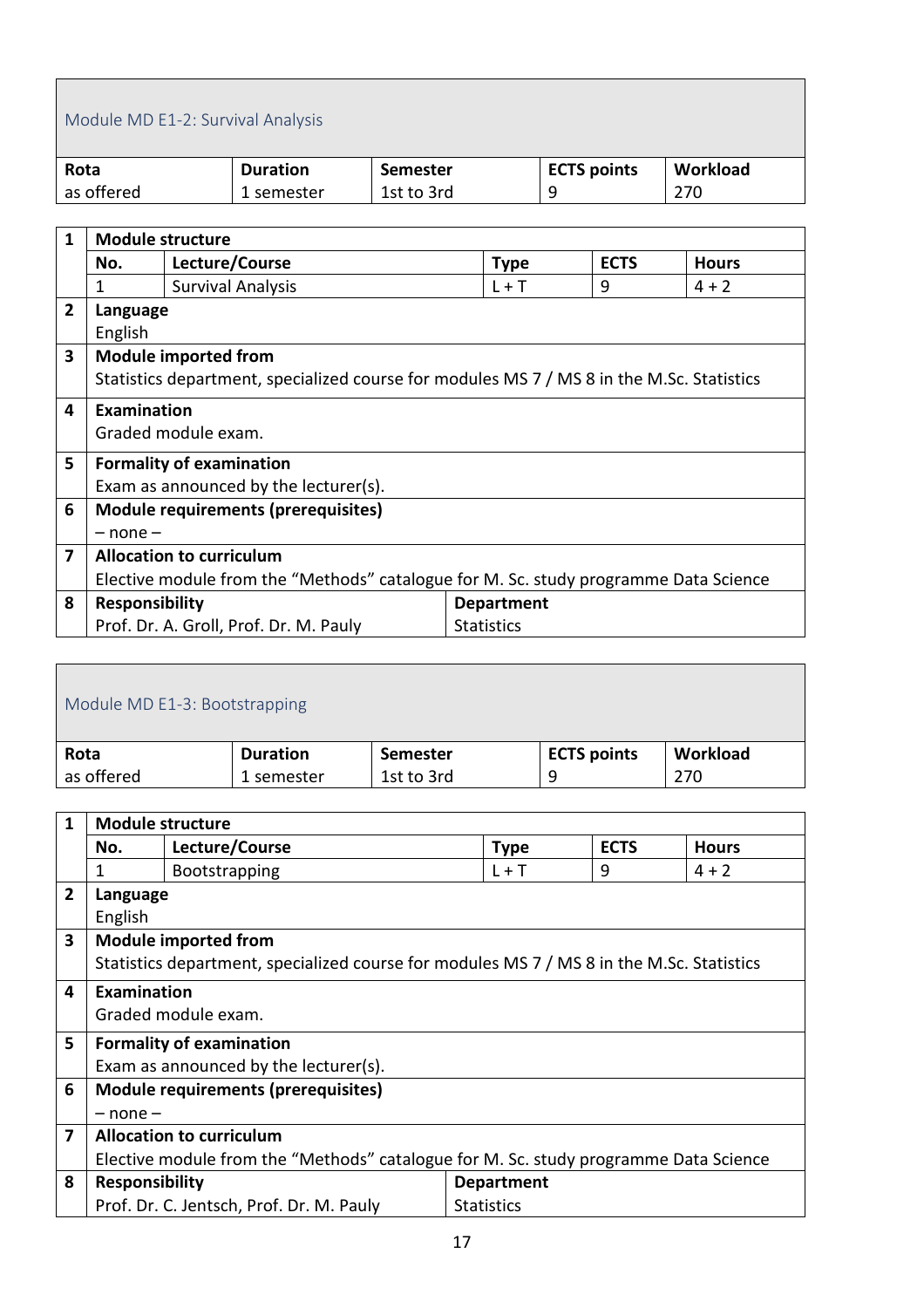## Module MD E1-2: Survival Analysis

| Rota | Duration | Semester | ECTS points | Workload |
|---|---|---|---|---|
| as offered | 1 semester | 1st to 3rd | 9 | 270 |

**1 Module structure**

| No. | Lecture/Course | Type | ECTS | Hours |
|---|---|---|---|---|
| 1 | Survival Analysis | L + T | 9 | 4 + 2 |

**2 Language**

English

**3 Module imported from**

Statistics department, specialized course for modules MS 7 / MS 8 in the M.Sc. Statistics

**4 Examination**

Graded module exam.

**5 Formality of examination**

Exam as announced by the lecturer(s).

**6 Module requirements (prerequisites)**

– none –

**7 Allocation to curriculum**

Elective module from the "Methods" catalogue for M. Sc. study programme Data Science

**8 Responsibility**

Prof. Dr. A. Groll, Prof. Dr. M. Pauly

**Department**

Statistics

## Module MD E1-3: Bootstrapping

| Rota | Duration | Semester | ECTS points | Workload |
|---|---|---|---|---|
| as offered | 1 semester | 1st to 3rd | 9 | 270 |

**1 Module structure**

| No. | Lecture/Course | Type | ECTS | Hours |
|---|---|---|---|---|
| 1 | Bootstrapping | L + T | 9 | 4 + 2 |

**2 Language**

English

**3 Module imported from**

Statistics department, specialized course for modules MS 7 / MS 8 in the M.Sc. Statistics

**4 Examination**

Graded module exam.

**5 Formality of examination**

Exam as announced by the lecturer(s).

**6 Module requirements (prerequisites)**

– none –

**7 Allocation to curriculum**

Elective module from the "Methods" catalogue for M. Sc. study programme Data Science

**8 Responsibility**

Prof. Dr. C. Jentsch, Prof. Dr. M. Pauly

**Department**

Statistics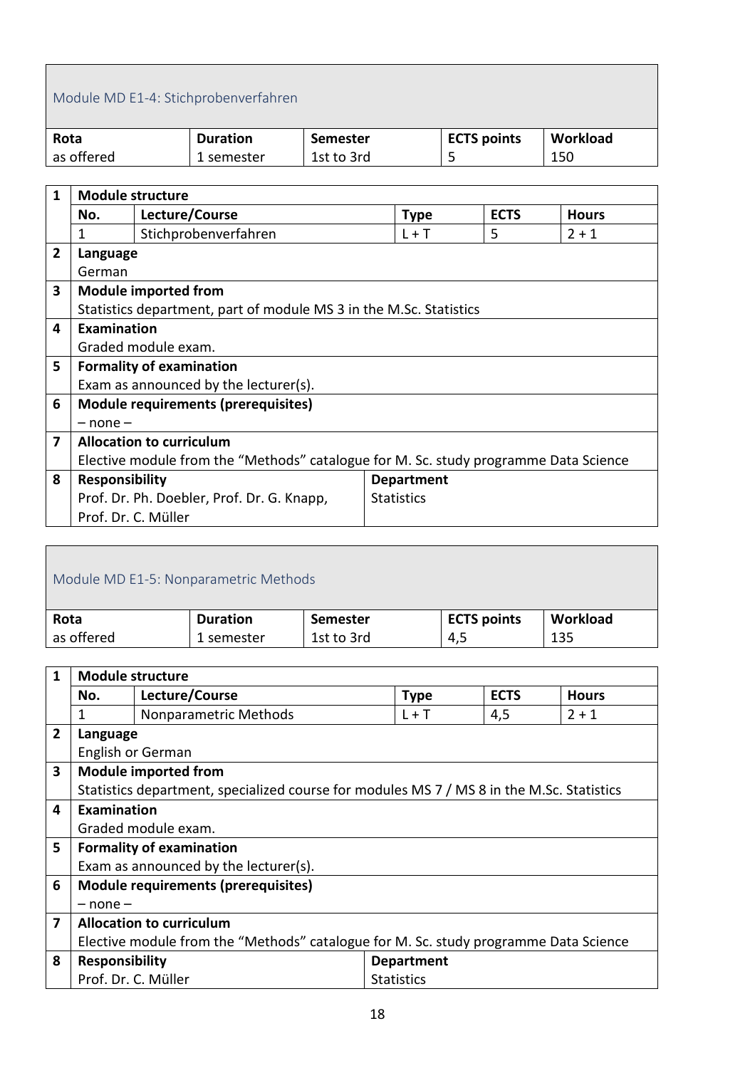## Module MD E1-4: Stichprobenverfahren

| Rota | Duration | Semester | ECTS points | Workload |
|---|---|---|---|---|
| as offered | 1 semester | 1st to 3rd | 5 | 150 |

| | | | | | |
|---|---|---|---|---|---|
| **1** | **Module structure** | | | | |
| | **No.** | **Lecture/Course** | **Type** | **ECTS** | **Hours** |
| | 1 | Stichprobenverfahren | L + T | 5 | 2 + 1 |
| **2** | **Language** | | | | |
| | German | | | | |
| **3** | **Module imported from** | | | | |
| | Statistics department, part of module MS 3 in the M.Sc. Statistics | | | | |
| **4** | **Examination** | | | | |
| | Graded module exam. | | | | |
| **5** | **Formality of examination** | | | | |
| | Exam as announced by the lecturer(s). | | | | |
| **6** | **Module requirements (prerequisites)** | | | | |
| | – none – | | | | |
| **7** | **Allocation to curriculum** | | | | |
| | Elective module from the "Methods" catalogue for M. Sc. study programme Data Science | | | | |
| **8** | **Responsibility** | | **Department** | | |
| | Prof. Dr. Ph. Doebler, Prof. Dr. G. Knapp, Prof. Dr. C. Müller | | Statistics | | |

## Module MD E1-5: Nonparametric Methods

| Rota | Duration | Semester | ECTS points | Workload |
|---|---|---|---|---|
| as offered | 1 semester | 1st to 3rd | 4,5 | 135 |

| | | | | | |
|---|---|---|---|---|---|
| **1** | **Module structure** | | | | |
| | **No.** | **Lecture/Course** | **Type** | **ECTS** | **Hours** |
| | 1 | Nonparametric Methods | L + T | 4,5 | 2 + 1 |
| **2** | **Language** | | | | |
| | English or German | | | | |
| **3** | **Module imported from** | | | | |
| | Statistics department, specialized course for modules MS 7 / MS 8 in the M.Sc. Statistics | | | | |
| **4** | **Examination** | | | | |
| | Graded module exam. | | | | |
| **5** | **Formality of examination** | | | | |
| | Exam as announced by the lecturer(s). | | | | |
| **6** | **Module requirements (prerequisites)** | | | | |
| | – none – | | | | |
| **7** | **Allocation to curriculum** | | | | |
| | Elective module from the "Methods" catalogue for M. Sc. study programme Data Science | | | | |
| **8** | **Responsibility** | | **Department** | | |
| | Prof. Dr. C. Müller | | Statistics | | |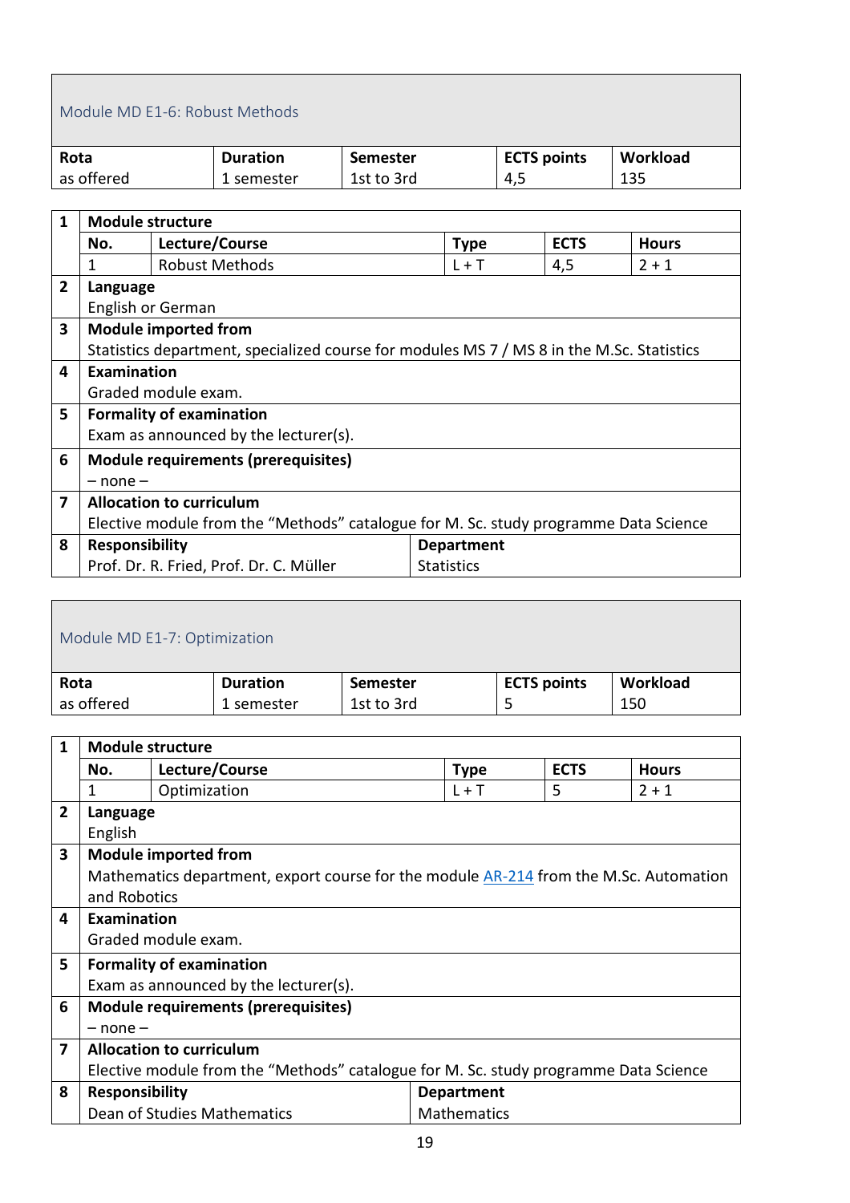## Module MD E1-6: Robust Methods

| Rota | Duration | Semester | ECTS points | Workload |
|---|---|---|---|---|
| as offered | 1 semester | 1st to 3rd | 4,5 | 135 |

| | | | | | |
|---|---|---|---|---|---|
| 1 | **Module structure** | | | | |
| | **No.** | **Lecture/Course** | **Type** | **ECTS** | **Hours** |
| | 1 | Robust Methods | L + T | 4,5 | 2 + 1 |
| 2 | **Language**<br>English or German | | | | |
| 3 | **Module imported from**<br>Statistics department, specialized course for modules MS 7 / MS 8 in the M.Sc. Statistics | | | | |
| 4 | **Examination**<br>Graded module exam. | | | | |
| 5 | **Formality of examination**<br>Exam as announced by the lecturer(s). | | | | |
| 6 | **Module requirements (prerequisites)**<br>– none – | | | | |
| 7 | **Allocation to curriculum**<br>Elective module from the “Methods” catalogue for M. Sc. study programme Data Science | | | | |
| 8 | **Responsibility**<br>Prof. Dr. R. Fried, Prof. Dr. C. Müller | | **Department**<br>Statistics | | |

## Module MD E1-7: Optimization

| Rota | Duration | Semester | ECTS points | Workload |
|---|---|---|---|---|
| as offered | 1 semester | 1st to 3rd | 5 | 150 |

| | | | | | |
|---|---|---|---|---|---|
| 1 | **Module structure** | | | | |
| | **No.** | **Lecture/Course** | **Type** | **ECTS** | **Hours** |
| | 1 | Optimization | L + T | 5 | 2 + 1 |
| 2 | **Language**<br>English | | | | |
| 3 | **Module imported from**<br>Mathematics department, export course for the module AR-214 from the M.Sc. Automation and Robotics | | | | |
| 4 | **Examination**<br>Graded module exam. | | | | |
| 5 | **Formality of examination**<br>Exam as announced by the lecturer(s). | | | | |
| 6 | **Module requirements (prerequisites)**<br>– none – | | | | |
| 7 | **Allocation to curriculum**<br>Elective module from the “Methods” catalogue for M. Sc. study programme Data Science | | | | |
| 8 | **Responsibility**<br>Dean of Studies Mathematics | | **Department**<br>Mathematics | | |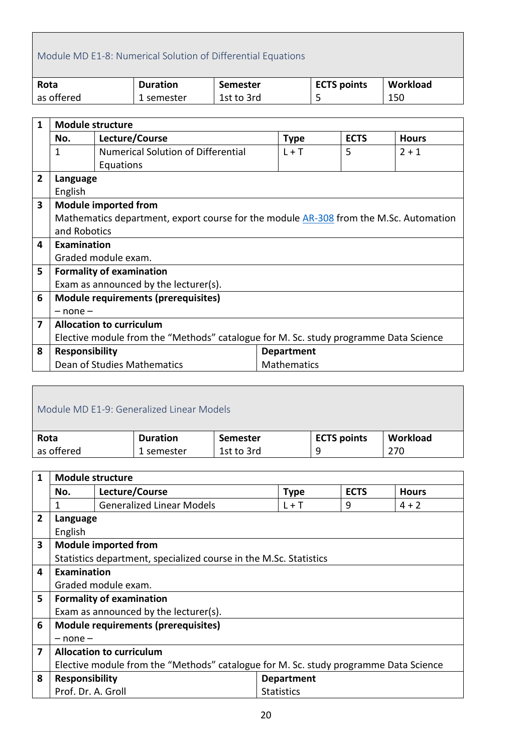## Module MD E1-8: Numerical Solution of Differential Equations

| Rota | Duration | Semester | ECTS points | Workload |
|---|---|---|---|---|
| as offered | 1 semester | 1st to 3rd | 5 | 150 |

**1 Module structure**

| No. | Lecture/Course | Type | ECTS | Hours |
|---|---|---|---|---|
| 1 | Numerical Solution of Differential Equations | L + T | 5 | 2 + 1 |

**2 Language**
English

**3 Module imported from**
Mathematics department, export course for the module AR-308 from the M.Sc. Automation and Robotics

**4 Examination**
Graded module exam.

**5 Formality of examination**
Exam as announced by the lecturer(s).

**6 Module requirements (prerequisites)**
– none –

**7 Allocation to curriculum**
Elective module from the "Methods" catalogue for M. Sc. study programme Data Science

**8 Responsibility**
Dean of Studies Mathematics

**Department**
Mathematics

## Module MD E1-9: Generalized Linear Models

| Rota | Duration | Semester | ECTS points | Workload |
|---|---|---|---|---|
| as offered | 1 semester | 1st to 3rd | 9 | 270 |

**1 Module structure**

| No. | Lecture/Course | Type | ECTS | Hours |
|---|---|---|---|---|
| 1 | Generalized Linear Models | L + T | 9 | 4 + 2 |

**2 Language**
English

**3 Module imported from**
Statistics department, specialized course in the M.Sc. Statistics

**4 Examination**
Graded module exam.

**5 Formality of examination**
Exam as announced by the lecturer(s).

**6 Module requirements (prerequisites)**
– none –

**7 Allocation to curriculum**
Elective module from the "Methods" catalogue for M. Sc. study programme Data Science

**8 Responsibility**
Prof. Dr. A. Groll

**Department**
Statistics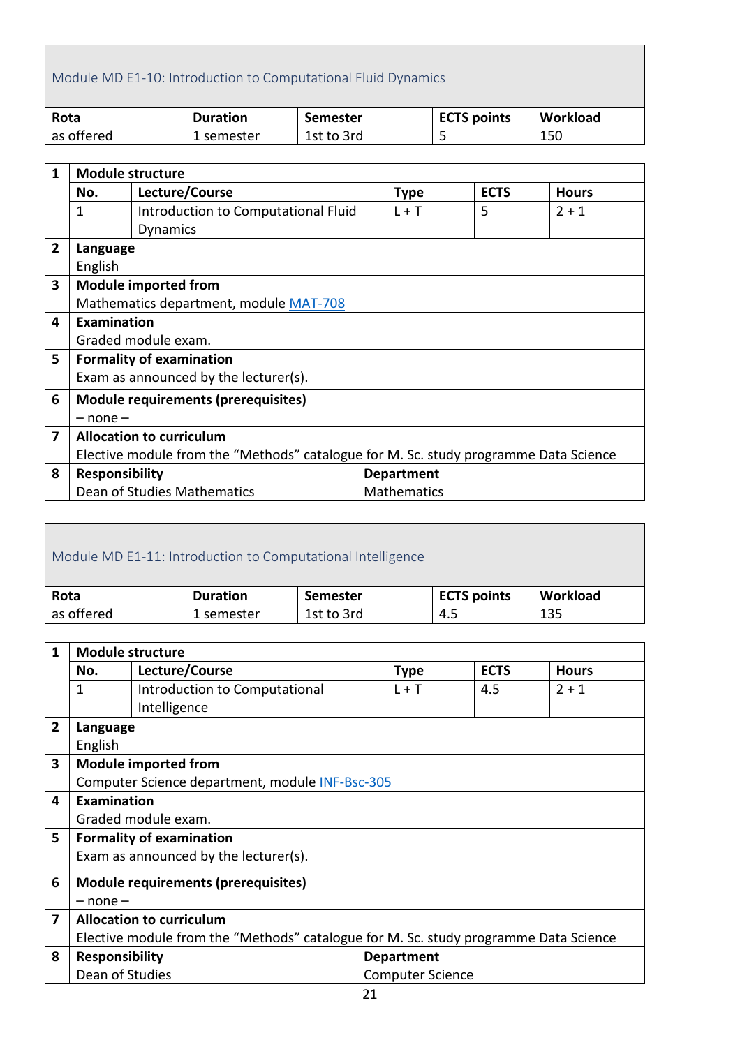## Module MD E1-10: Introduction to Computational Fluid Dynamics

| Rota | Duration | Semester | ECTS points | Workload |
|---|---|---|---|---|
| as offered | 1 semester | 1st to 3rd | 5 | 150 |

**1 Module structure**

| No. | Lecture/Course | Type | ECTS | Hours |
|---|---|---|---|---|
| 1 | Introduction to Computational Fluid Dynamics | L + T | 5 | 2 + 1 |

**2 Language**
English

**3 Module imported from**
Mathematics department, module MAT-708

**4 Examination**
Graded module exam.

**5 Formality of examination**
Exam as announced by the lecturer(s).

**6 Module requirements (prerequisites)**
– none –

**7 Allocation to curriculum**
Elective module from the “Methods” catalogue for M. Sc. study programme Data Science

**8 Responsibility**
Dean of Studies Mathematics

**Department**
Mathematics

## Module MD E1-11: Introduction to Computational Intelligence

| Rota | Duration | Semester | ECTS points | Workload |
|---|---|---|---|---|
| as offered | 1 semester | 1st to 3rd | 4.5 | 135 |

**1 Module structure**

| No. | Lecture/Course | Type | ECTS | Hours |
|---|---|---|---|---|
| 1 | Introduction to Computational Intelligence | L + T | 4.5 | 2 + 1 |

**2 Language**
English

**3 Module imported from**
Computer Science department, module INF-Bsc-305

**4 Examination**
Graded module exam.

**5 Formality of examination**
Exam as announced by the lecturer(s).

**6 Module requirements (prerequisites)**
– none –

**7 Allocation to curriculum**
Elective module from the “Methods” catalogue for M. Sc. study programme Data Science

**8 Responsibility**
Dean of Studies

**Department**
Computer Science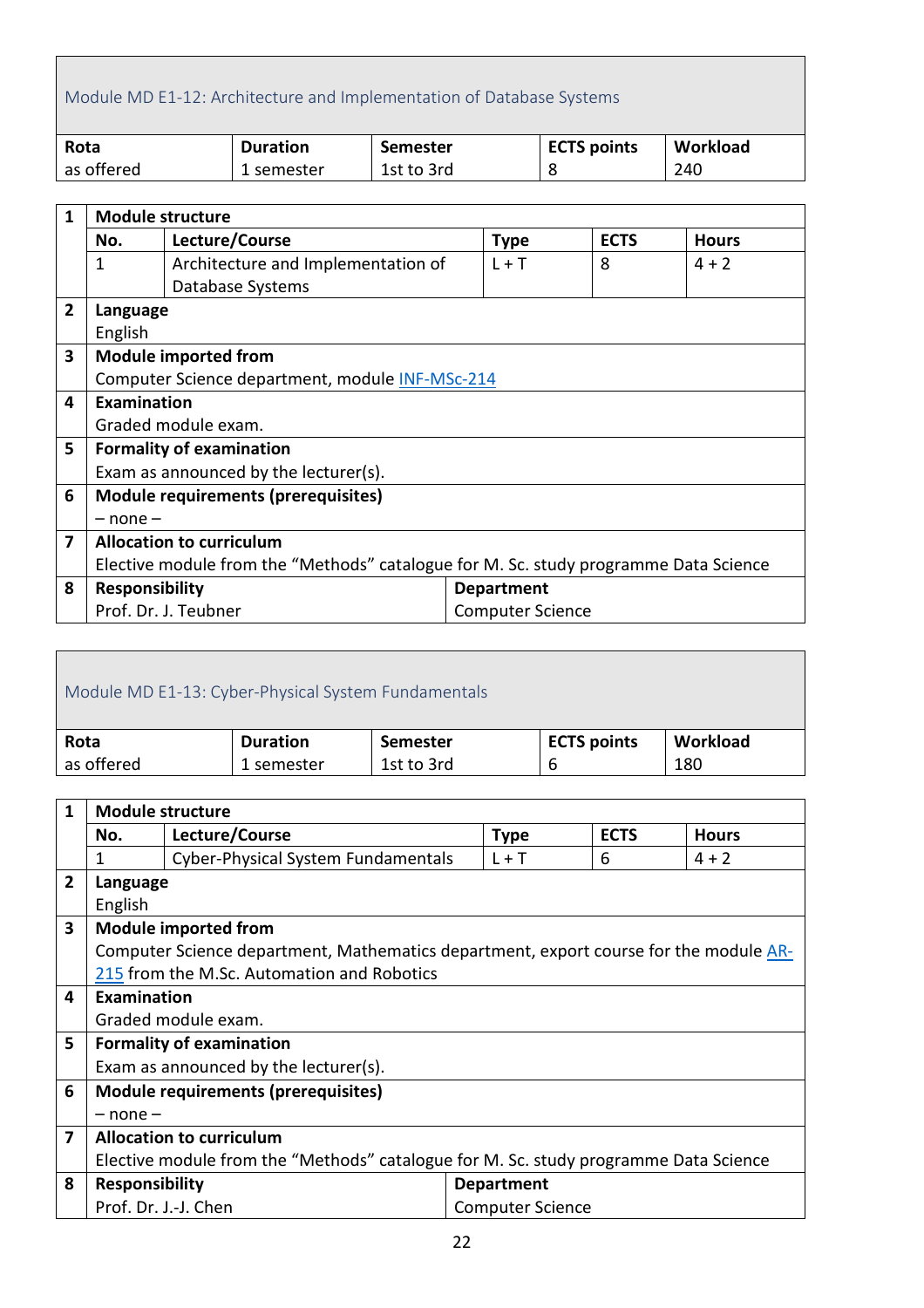## Module MD E1-12: Architecture and Implementation of Database Systems

| Rota | Duration | Semester | ECTS points | Workload |
|---|---|---|---|---|
| as offered | 1 semester | 1st to 3rd | 8 | 240 |

| | | | | | |
|---|---|---|---|---|---|
| 1 | **Module structure** | | | | |
| | **No.** | **Lecture/Course** | **Type** | **ECTS** | **Hours** |
| | 1 | Architecture and Implementation of Database Systems | L + T | 8 | 4 + 2 |
| 2 | **Language**<br>English | | | | |
| 3 | **Module imported from**<br>Computer Science department, module [INF-MSc-214] | | | | |
| 4 | **Examination**<br>Graded module exam. | | | | |
| 5 | **Formality of examination**<br>Exam as announced by the lecturer(s). | | | | |
| 6 | **Module requirements (prerequisites)**<br>– none – | | | | |
| 7 | **Allocation to curriculum**<br>Elective module from the "Methods" catalogue for M. Sc. study programme Data Science | | | | |
| 8 | **Responsibility**<br>Prof. Dr. J. Teubner | | **Department**<br>Computer Science | | |

## Module MD E1-13: Cyber-Physical System Fundamentals

| Rota | Duration | Semester | ECTS points | Workload |
|---|---|---|---|---|
| as offered | 1 semester | 1st to 3rd | 6 | 180 |

| | | | | | |
|---|---|---|---|---|---|
| 1 | **Module structure** | | | | |
| | **No.** | **Lecture/Course** | **Type** | **ECTS** | **Hours** |
| | 1 | Cyber-Physical System Fundamentals | L + T | 6 | 4 + 2 |
| 2 | **Language**<br>English | | | | |
| 3 | **Module imported from**<br>Computer Science department, Mathematics department, export course for the module [AR-215] from the M.Sc. Automation and Robotics | | | | |
| 4 | **Examination**<br>Graded module exam. | | | | |
| 5 | **Formality of examination**<br>Exam as announced by the lecturer(s). | | | | |
| 6 | **Module requirements (prerequisites)**<br>– none – | | | | |
| 7 | **Allocation to curriculum**<br>Elective module from the "Methods" catalogue for M. Sc. study programme Data Science | | | | |
| 8 | **Responsibility**<br>Prof. Dr. J.-J. Chen | | **Department**<br>Computer Science | | |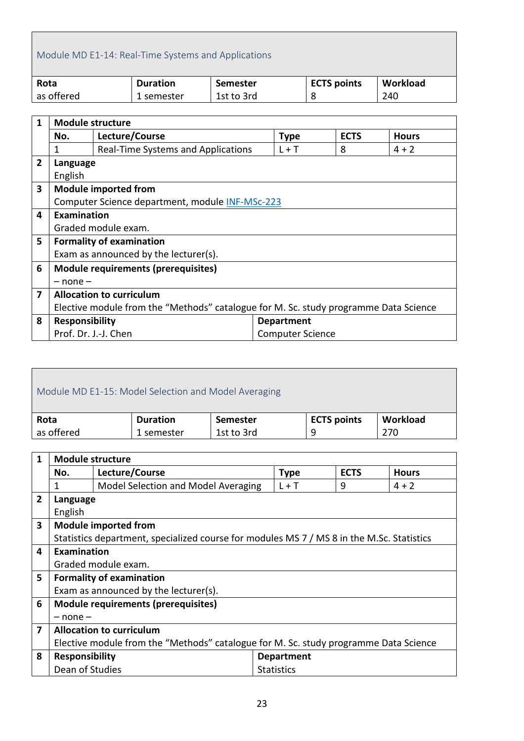## Module MD E1-14: Real-Time Systems and Applications

| Rota | Duration | Semester | ECTS points | Workload |
|---|---|---|---|---|
| as offered | 1 semester | 1st to 3rd | 8 | 240 |

| | | | | | |
|---|---|---|---|---|---|
| 1 | **Module structure** | | | | |
| | **No.** | **Lecture/Course** | **Type** | **ECTS** | **Hours** |
| | 1 | Real-Time Systems and Applications | L + T | 8 | 4 + 2 |
| 2 | **Language** | | | | |
| | English | | | | |
| 3 | **Module imported from** | | | | |
| | Computer Science department, module INF-MSc-223 | | | | |
| 4 | **Examination** | | | | |
| | Graded module exam. | | | | |
| 5 | **Formality of examination** | | | | |
| | Exam as announced by the lecturer(s). | | | | |
| 6 | **Module requirements (prerequisites)** | | | | |
| | – none – | | | | |
| 7 | **Allocation to curriculum** | | | | |
| | Elective module from the "Methods" catalogue for M. Sc. study programme Data Science | | | | |
| 8 | **Responsibility** | | **Department** | | |
| | Prof. Dr. J.-J. Chen | | Computer Science | | |

## Module MD E1-15: Model Selection and Model Averaging

| Rota | Duration | Semester | ECTS points | Workload |
|---|---|---|---|---|
| as offered | 1 semester | 1st to 3rd | 9 | 270 |

| | | | | | |
|---|---|---|---|---|---|
| 1 | **Module structure** | | | | |
| | **No.** | **Lecture/Course** | **Type** | **ECTS** | **Hours** |
| | 1 | Model Selection and Model Averaging | L + T | 9 | 4 + 2 |
| 2 | **Language** | | | | |
| | English | | | | |
| 3 | **Module imported from** | | | | |
| | Statistics department, specialized course for modules MS 7 / MS 8 in the M.Sc. Statistics | | | | |
| 4 | **Examination** | | | | |
| | Graded module exam. | | | | |
| 5 | **Formality of examination** | | | | |
| | Exam as announced by the lecturer(s). | | | | |
| 6 | **Module requirements (prerequisites)** | | | | |
| | – none – | | | | |
| 7 | **Allocation to curriculum** | | | | |
| | Elective module from the "Methods" catalogue for M. Sc. study programme Data Science | | | | |
| 8 | **Responsibility** | | **Department** | | |
| | Dean of Studies | | Statistics | | |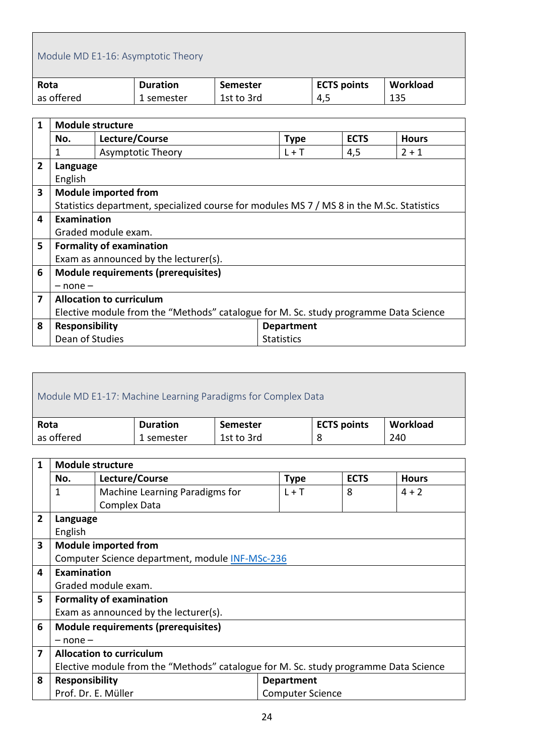## Module MD E1-16: Asymptotic Theory

| Rota | Duration | Semester | ECTS points | Workload |
|---|---|---|---|---|
| as offered | 1 semester | 1st to 3rd | 4,5 | 135 |

**1 Module structure**

| No. | Lecture/Course | Type | ECTS | Hours |
|---|---|---|---|---|
| 1 | Asymptotic Theory | L + T | 4,5 | 2 + 1 |

**2 Language**

English

**3 Module imported from**

Statistics department, specialized course for modules MS 7 / MS 8 in the M.Sc. Statistics

**4 Examination**

Graded module exam.

**5 Formality of examination**

Exam as announced by the lecturer(s).

**6 Module requirements (prerequisites)**

– none –

**7 Allocation to curriculum**

Elective module from the "Methods" catalogue for M. Sc. study programme Data Science

**8 Responsibility**

Dean of Studies

**Department**

Statistics

## Module MD E1-17: Machine Learning Paradigms for Complex Data

| Rota | Duration | Semester | ECTS points | Workload |
|---|---|---|---|---|
| as offered | 1 semester | 1st to 3rd | 8 | 240 |

**1 Module structure**

| No. | Lecture/Course | Type | ECTS | Hours |
|---|---|---|---|---|
| 1 | Machine Learning Paradigms for Complex Data | L + T | 8 | 4 + 2 |

**2 Language**

English

**3 Module imported from**

Computer Science department, module INF-MSc-236

**4 Examination**

Graded module exam.

**5 Formality of examination**

Exam as announced by the lecturer(s).

**6 Module requirements (prerequisites)**

– none –

**7 Allocation to curriculum**

Elective module from the "Methods" catalogue for M. Sc. study programme Data Science

**8 Responsibility**

Prof. Dr. E. Müller

**Department**

Computer Science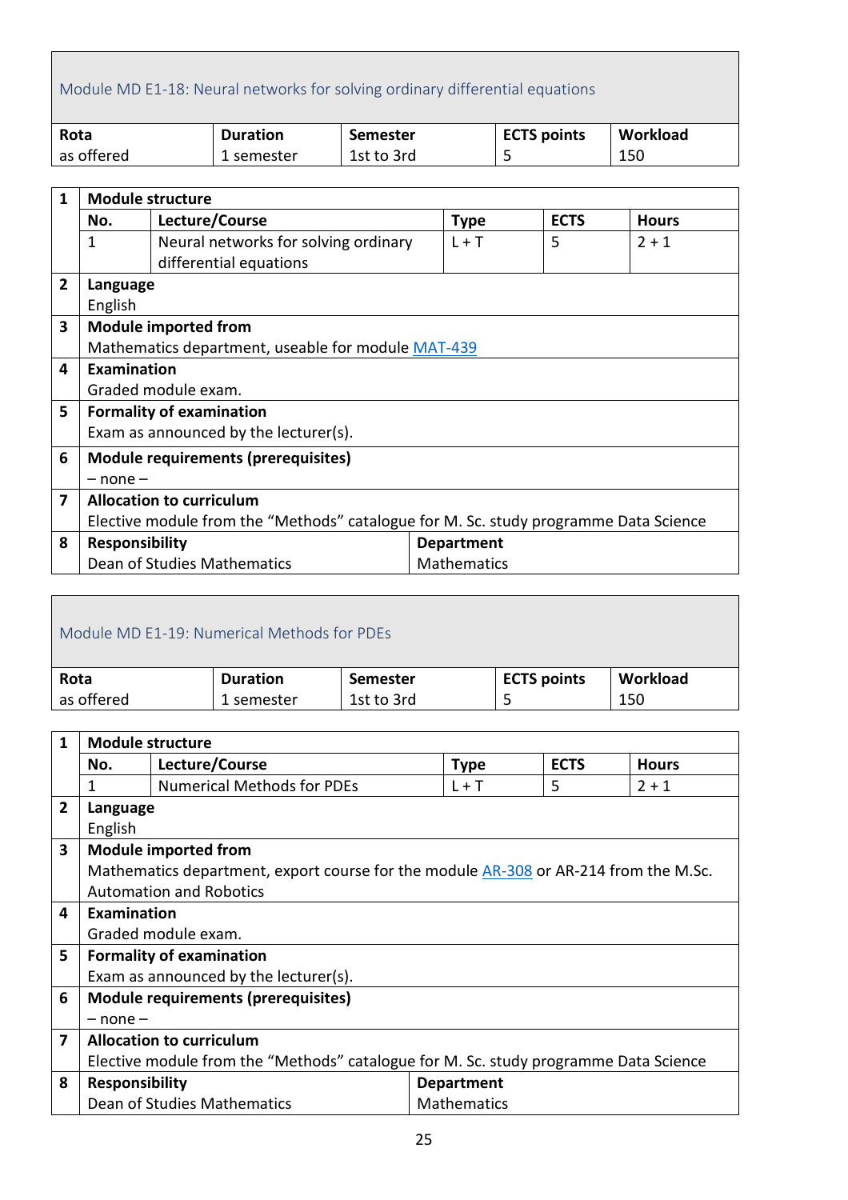## Module MD E1-18: Neural networks for solving ordinary differential equations

| Rota | Duration | Semester | ECTS points | Workload |
|---|---|---|---|---|
| as offered | 1 semester | 1st to 3rd | 5 | 150 |

| | | | | | |
|---|---|---|---|---|---|
| 1 | **Module structure** | | | | |
| | **No.** | **Lecture/Course** | **Type** | **ECTS** | **Hours** |
| | 1 | Neural networks for solving ordinary differential equations | L + T | 5 | 2 + 1 |
| 2 | **Language** | | | | |
| | English | | | | |
| 3 | **Module imported from** | | | | |
| | Mathematics department, useable for module MAT-439 | | | | |
| 4 | **Examination** | | | | |
| | Graded module exam. | | | | |
| 5 | **Formality of examination** | | | | |
| | Exam as announced by the lecturer(s). | | | | |
| 6 | **Module requirements (prerequisites)** | | | | |
| | – none – | | | | |
| 7 | **Allocation to curriculum** | | | | |
| | Elective module from the “Methods” catalogue for M. Sc. study programme Data Science | | | | |
| 8 | **Responsibility** | | **Department** | | |
| | Dean of Studies Mathematics | | Mathematics | | |

## Module MD E1-19: Numerical Methods for PDEs

| Rota | Duration | Semester | ECTS points | Workload |
|---|---|---|---|---|
| as offered | 1 semester | 1st to 3rd | 5 | 150 |

| | | | | | |
|---|---|---|---|---|---|
| 1 | **Module structure** | | | | |
| | **No.** | **Lecture/Course** | **Type** | **ECTS** | **Hours** |
| | 1 | Numerical Methods for PDEs | L + T | 5 | 2 + 1 |
| 2 | **Language** | | | | |
| | English | | | | |
| 3 | **Module imported from** | | | | |
| | Mathematics department, export course for the module AR-308 or AR-214 from the M.Sc. Automation and Robotics | | | | |
| 4 | **Examination** | | | | |
| | Graded module exam. | | | | |
| 5 | **Formality of examination** | | | | |
| | Exam as announced by the lecturer(s). | | | | |
| 6 | **Module requirements (prerequisites)** | | | | |
| | – none – | | | | |
| 7 | **Allocation to curriculum** | | | | |
| | Elective module from the “Methods” catalogue for M. Sc. study programme Data Science | | | | |
| 8 | **Responsibility** | | **Department** | | |
| | Dean of Studies Mathematics | | Mathematics | | |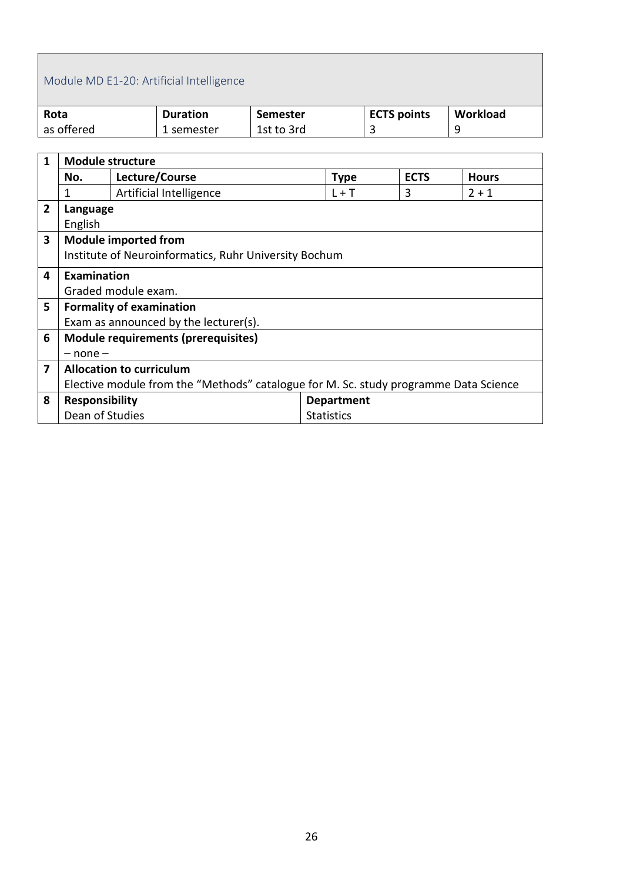## Module MD E1-20: Artificial Intelligence

| Rota | Duration | Semester | ECTS points | Workload |
|---|---|---|---|---|
| as offered | 1 semester | 1st to 3rd | 3 | 9 |

**1 Module structure**

| No. | Lecture/Course | Type | ECTS | Hours |
|---|---|---|---|---|
| 1 | Artificial Intelligence | L + T | 3 | 2 + 1 |

**2 Language**

English

**3 Module imported from**

Institute of Neuroinformatics, Ruhr University Bochum

**4 Examination**

Graded module exam.

**5 Formality of examination**

Exam as announced by the lecturer(s).

**6 Module requirements (prerequisites)**

– none –

**7 Allocation to curriculum**

Elective module from the "Methods" catalogue for M. Sc. study programme Data Science

**8**

| Responsibility | Department |
|---|---|
| Dean of Studies | Statistics |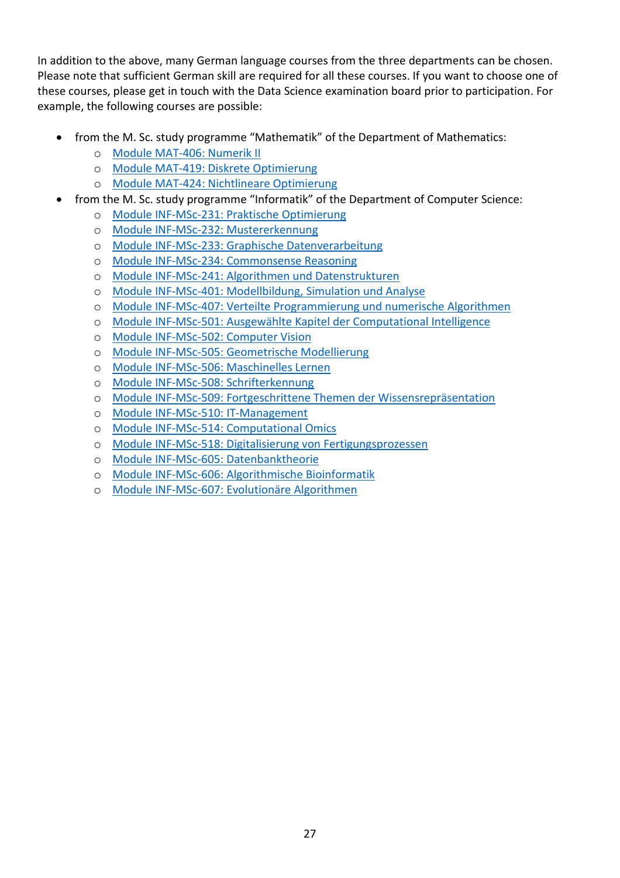In addition to the above, many German language courses from the three departments can be chosen. Please note that sufficient German skill are required for all these courses. If you want to choose one of these courses, please get in touch with the Data Science examination board prior to participation. For example, the following courses are possible:

- from the M. Sc. study programme “Mathematik” of the Department of Mathematics:
  - Module MAT-406: Numerik II
  - Module MAT-419: Diskrete Optimierung
  - Module MAT-424: Nichtlineare Optimierung
- from the M. Sc. study programme “Informatik” of the Department of Computer Science:
  - Module INF-MSc-231: Praktische Optimierung
  - Module INF-MSc-232: Mustererkennung
  - Module INF-MSc-233: Graphische Datenverarbeitung
  - Module INF-MSc-234: Commonsense Reasoning
  - Module INF-MSc-241: Algorithmen und Datenstrukturen
  - Module INF-MSc-401: Modellbildung, Simulation und Analyse
  - Module INF-MSc-407: Verteilte Programmierung und numerische Algorithmen
  - Module INF-MSc-501: Ausgewählte Kapitel der Computational Intelligence
  - Module INF-MSc-502: Computer Vision
  - Module INF-MSc-505: Geometrische Modellierung
  - Module INF-MSc-506: Maschinelles Lernen
  - Module INF-MSc-508: Schrifterkennung
  - Module INF-MSc-509: Fortgeschrittene Themen der Wissensrepräsentation
  - Module INF-MSc-510: IT-Management
  - Module INF-MSc-514: Computational Omics
  - Module INF-MSc-518: Digitalisierung von Fertigungsprozessen
  - Module INF-MSc-605: Datenbanktheorie
  - Module INF-MSc-606: Algorithmische Bioinformatik
  - Module INF-MSc-607: Evolutionäre Algorithmen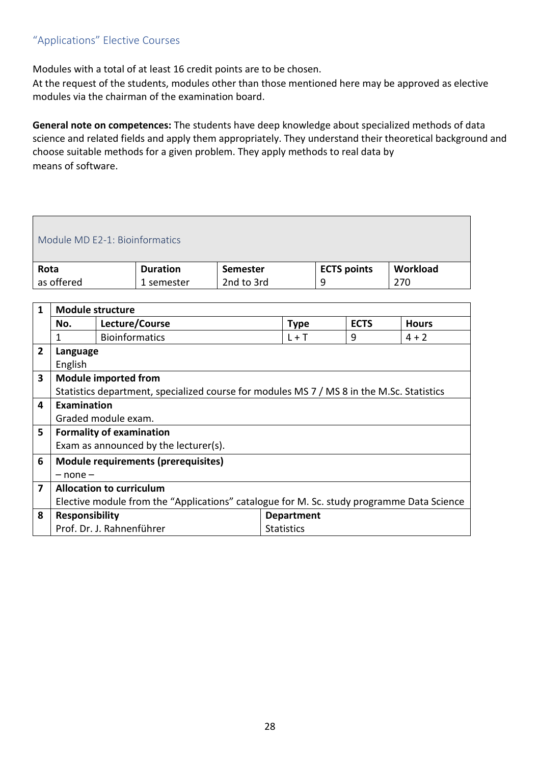## "Applications" Elective Courses

Modules with a total of at least 16 credit points are to be chosen.
At the request of the students, modules other than those mentioned here may be approved as elective modules via the chairman of the examination board.

**General note on competences:** The students have deep knowledge about specialized methods of data science and related fields and apply them appropriately. They understand their theoretical background and choose suitable methods for a given problem. They apply methods to real data by means of software.

### Module MD E2-1: Bioinformatics

| Rota | Duration | Semester | ECTS points | Workload |
|---|---|---|---|---|
| as offered | 1 semester | 2nd to 3rd | 9 | 270 |

| | | | | | |
|---|---|---|---|---|---|
| **1** | **Module structure** | | | | |
| | **No.** | **Lecture/Course** | **Type** | **ECTS** | **Hours** |
| | 1 | Bioinformatics | L + T | 9 | 4 + 2 |
| **2** | **Language** | | | | |
| | English | | | | |
| **3** | **Module imported from** | | | | |
| | Statistics department, specialized course for modules MS 7 / MS 8 in the M.Sc. Statistics | | | | |
| **4** | **Examination** | | | | |
| | Graded module exam. | | | | |
| **5** | **Formality of examination** | | | | |
| | Exam as announced by the lecturer(s). | | | | |
| **6** | **Module requirements (prerequisites)** | | | | |
| | – none – | | | | |
| **7** | **Allocation to curriculum** | | | | |
| | Elective module from the "Applications" catalogue for M. Sc. study programme Data Science | | | | |
| **8** | **Responsibility** | | **Department** | | |
| | Prof. Dr. J. Rahnenführer | | Statistics | | |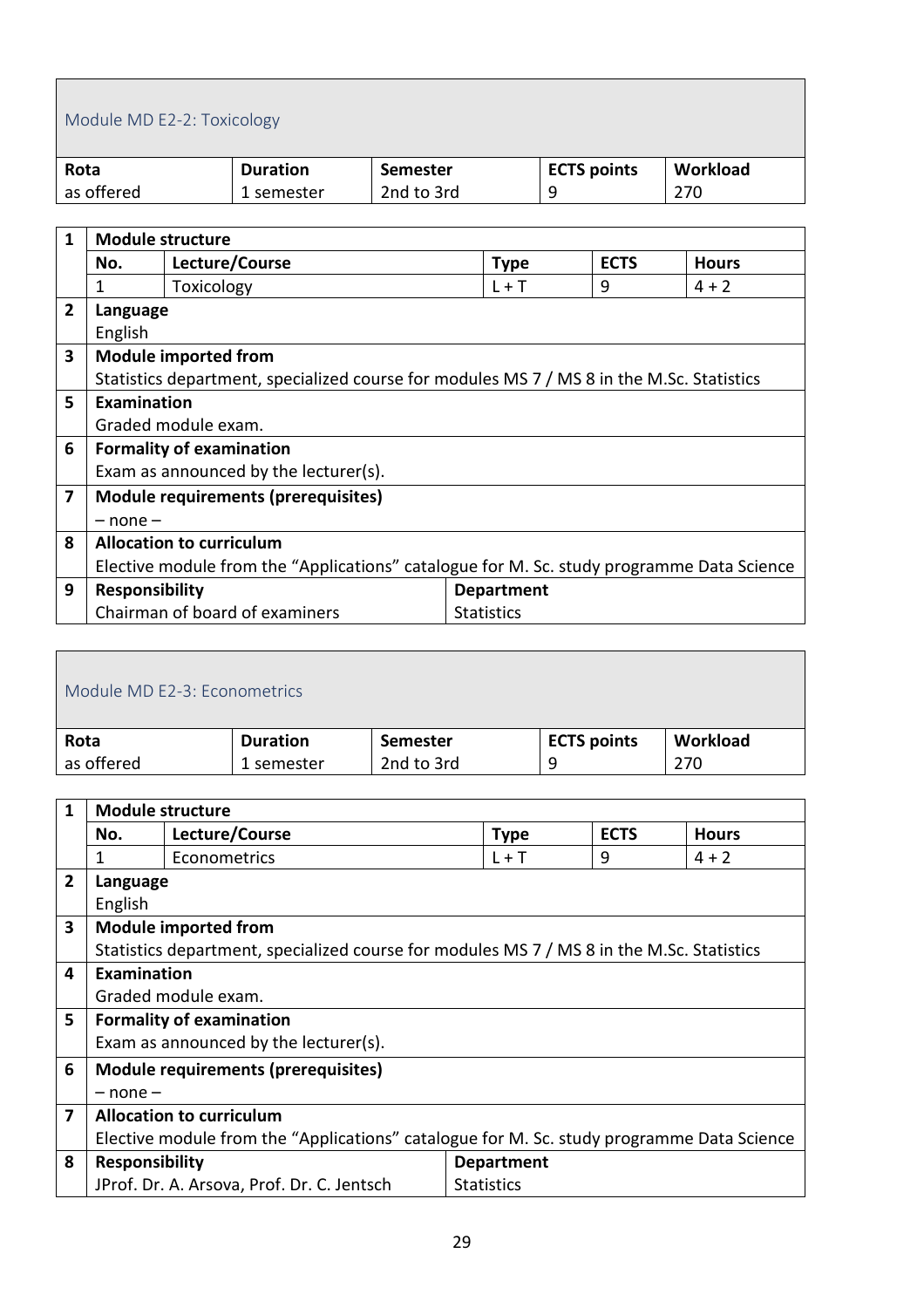## Module MD E2-2: Toxicology

| Rota | Duration | Semester | ECTS points | Workload |
|---|---|---|---|---|
| as offered | 1 semester | 2nd to 3rd | 9 | 270 |

**1 Module structure**

| No. | Lecture/Course | Type | ECTS | Hours |
|---|---|---|---|---|
| 1 | Toxicology | L + T | 9 | 4 + 2 |

**2 Language**

English

**3 Module imported from**

Statistics department, specialized course for modules MS 7 / MS 8 in the M.Sc. Statistics

**5 Examination**

Graded module exam.

**6 Formality of examination**

Exam as announced by the lecturer(s).

**7 Module requirements (prerequisites)**

– none –

**8 Allocation to curriculum**

Elective module from the “Applications” catalogue for M. Sc. study programme Data Science

**9 Responsibility**

| Responsibility | Department |
|---|---|
| Chairman of board of examiners | Statistics |

## Module MD E2-3: Econometrics

| Rota | Duration | Semester | ECTS points | Workload |
|---|---|---|---|---|
| as offered | 1 semester | 2nd to 3rd | 9 | 270 |

**1 Module structure**

| No. | Lecture/Course | Type | ECTS | Hours |
|---|---|---|---|---|
| 1 | Econometrics | L + T | 9 | 4 + 2 |

**2 Language**

English

**3 Module imported from**

Statistics department, specialized course for modules MS 7 / MS 8 in the M.Sc. Statistics

**4 Examination**

Graded module exam.

**5 Formality of examination**

Exam as announced by the lecturer(s).

**6 Module requirements (prerequisites)**

– none –

**7 Allocation to curriculum**

Elective module from the “Applications” catalogue for M. Sc. study programme Data Science

**8 Responsibility**

| Responsibility | Department |
|---|---|
| JProf. Dr. A. Arsova, Prof. Dr. C. Jentsch | Statistics |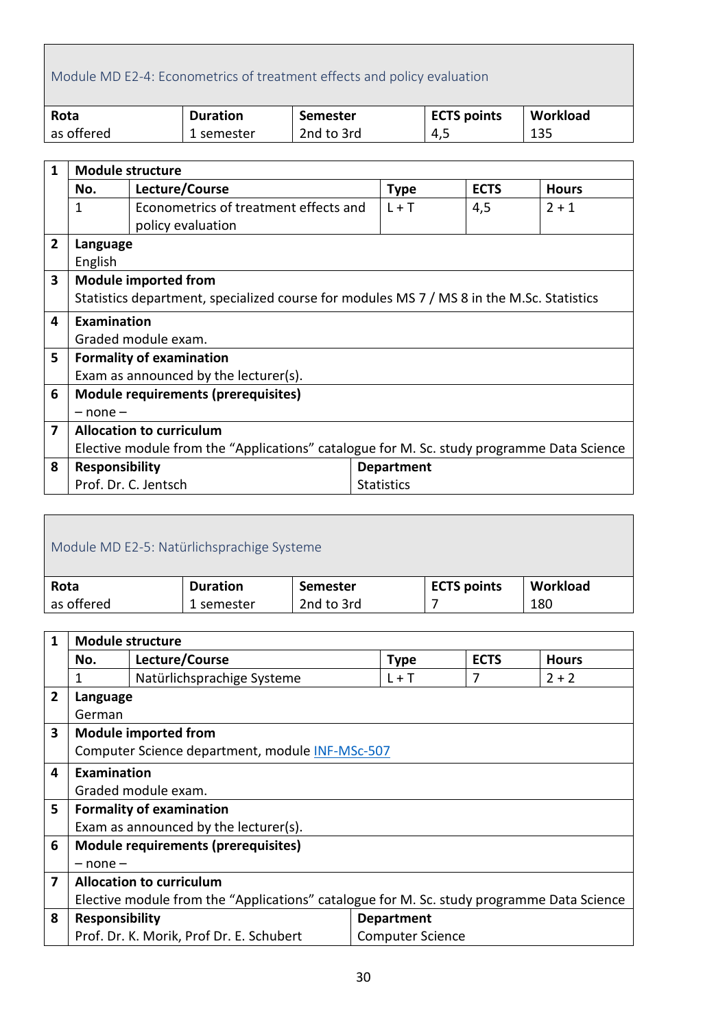## Module MD E2-4: Econometrics of treatment effects and policy evaluation

| Rota | Duration | Semester | ECTS points | Workload |
|---|---|---|---|---|
| as offered | 1 semester | 2nd to 3rd | 4,5 | 135 |

| | | | | | |
|---|---|---|---|---|---|
| 1 | **Module structure** | | | | |
| | **No.** | **Lecture/Course** | **Type** | **ECTS** | **Hours** |
| | 1 | Econometrics of treatment effects and policy evaluation | L + T | 4,5 | 2 + 1 |
| 2 | **Language**<br>English | | | | |
| 3 | **Module imported from**<br>Statistics department, specialized course for modules MS 7 / MS 8 in the M.Sc. Statistics | | | | |
| 4 | **Examination**<br>Graded module exam. | | | | |
| 5 | **Formality of examination**<br>Exam as announced by the lecturer(s). | | | | |
| 6 | **Module requirements (prerequisites)**<br>– none – | | | | |
| 7 | **Allocation to curriculum**<br>Elective module from the “Applications” catalogue for M. Sc. study programme Data Science | | | | |
| 8 | **Responsibility**<br>Prof. Dr. C. Jentsch | **Department**<br>Statistics | | | |

## Module MD E2-5: Natürlichsprachige Systeme

| Rota | Duration | Semester | ECTS points | Workload |
|---|---|---|---|---|
| as offered | 1 semester | 2nd to 3rd | 7 | 180 |

| | | | | | |
|---|---|---|---|---|---|
| 1 | **Module structure** | | | | |
| | **No.** | **Lecture/Course** | **Type** | **ECTS** | **Hours** |
| | 1 | Natürlichsprachige Systeme | L + T | 7 | 2 + 2 |
| 2 | **Language**<br>German | | | | |
| 3 | **Module imported from**<br>Computer Science department, module INF-MSc-507 | | | | |
| 4 | **Examination**<br>Graded module exam. | | | | |
| 5 | **Formality of examination**<br>Exam as announced by the lecturer(s). | | | | |
| 6 | **Module requirements (prerequisites)**<br>– none – | | | | |
| 7 | **Allocation to curriculum**<br>Elective module from the “Applications” catalogue for M. Sc. study programme Data Science | | | | |
| 8 | **Responsibility**<br>Prof. Dr. K. Morik, Prof Dr. E. Schubert | **Department**<br>Computer Science | | | |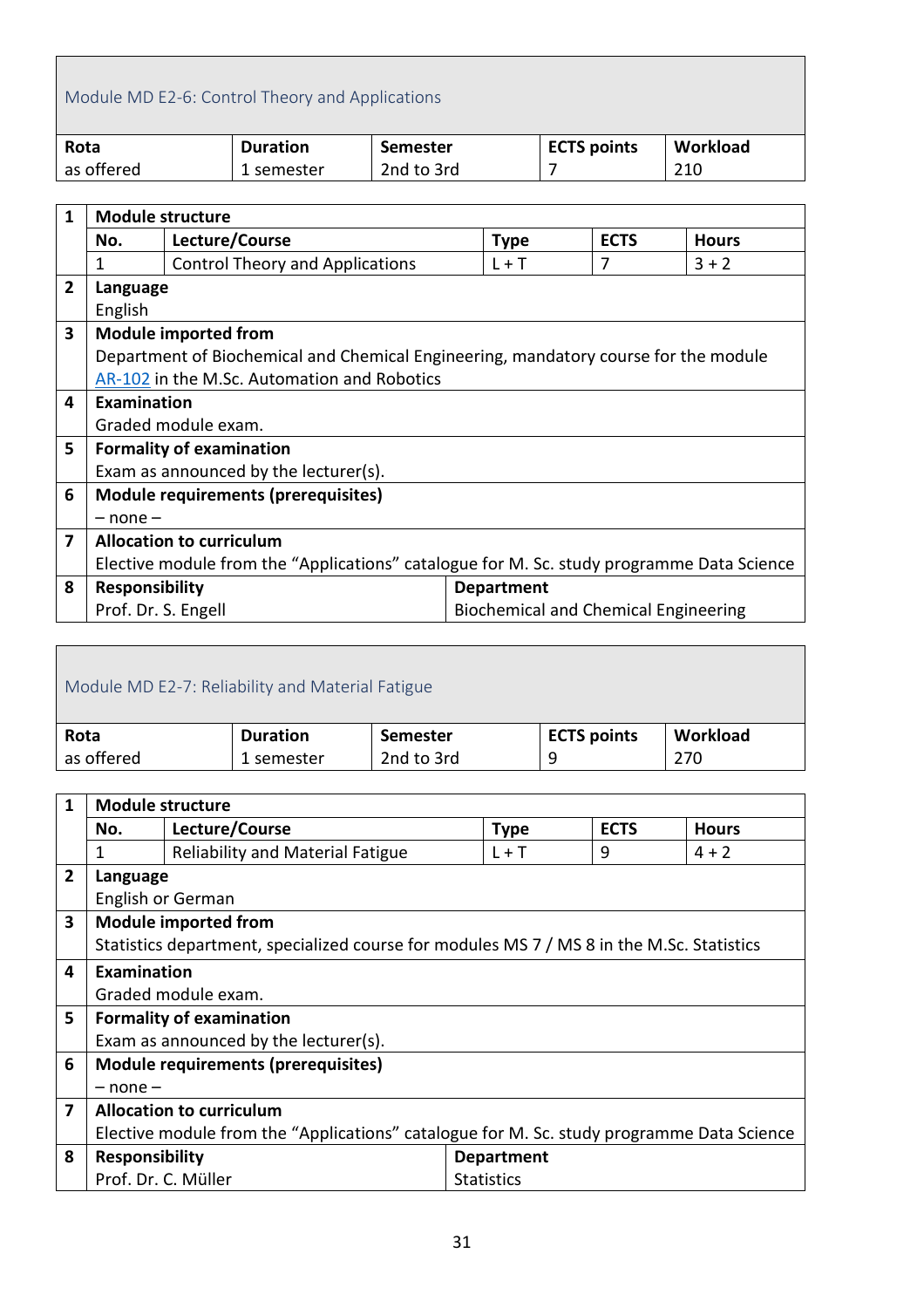## Module MD E2-6: Control Theory and Applications

| Rota | Duration | Semester | ECTS points | Workload |
|---|---|---|---|---|
| as offered | 1 semester | 2nd to 3rd | 7 | 210 |

| | | | | | |
|---|---|---|---|---|---|
| **1** | **Module structure** | | | | |
| | **No.** | **Lecture/Course** | **Type** | **ECTS** | **Hours** |
| | 1 | Control Theory and Applications | L + T | 7 | 3 + 2 |
| **2** | **Language**<br>English | | | | |
| **3** | **Module imported from**<br>Department of Biochemical and Chemical Engineering, mandatory course for the module AR-102 in the M.Sc. Automation and Robotics | | | | |
| **4** | **Examination**<br>Graded module exam. | | | | |
| **5** | **Formality of examination**<br>Exam as announced by the lecturer(s). | | | | |
| **6** | **Module requirements (prerequisites)**<br>– none – | | | | |
| **7** | **Allocation to curriculum**<br>Elective module from the “Applications” catalogue for M. Sc. study programme Data Science | | | | |
| **8** | **Responsibility**<br>Prof. Dr. S. Engell | | **Department**<br>Biochemical and Chemical Engineering | | |

## Module MD E2-7: Reliability and Material Fatigue

| Rota | Duration | Semester | ECTS points | Workload |
|---|---|---|---|---|
| as offered | 1 semester | 2nd to 3rd | 9 | 270 |

| | | | | | |
|---|---|---|---|---|---|
| **1** | **Module structure** | | | | |
| | **No.** | **Lecture/Course** | **Type** | **ECTS** | **Hours** |
| | 1 | Reliability and Material Fatigue | L + T | 9 | 4 + 2 |
| **2** | **Language**<br>English or German | | | | |
| **3** | **Module imported from**<br>Statistics department, specialized course for modules MS 7 / MS 8 in the M.Sc. Statistics | | | | |
| **4** | **Examination**<br>Graded module exam. | | | | |
| **5** | **Formality of examination**<br>Exam as announced by the lecturer(s). | | | | |
| **6** | **Module requirements (prerequisites)**<br>– none – | | | | |
| **7** | **Allocation to curriculum**<br>Elective module from the “Applications” catalogue for M. Sc. study programme Data Science | | | | |
| **8** | **Responsibility**<br>Prof. Dr. C. Müller | | **Department**<br>Statistics | | |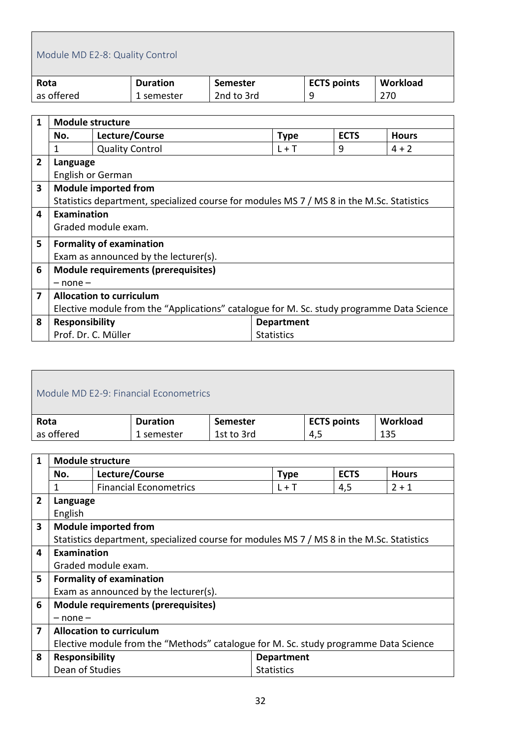## Module MD E2-8: Quality Control

| Rota | Duration | Semester | ECTS points | Workload |
|---|---|---|---|---|
| as offered | 1 semester | 2nd to 3rd | 9 | 270 |

| | | | | | |
|---|---|---|---|---|---|
| **1** | **Module structure** | | | | |
| | **No.** | **Lecture/Course** | **Type** | **ECTS** | **Hours** |
| | 1 | Quality Control | L + T | 9 | 4 + 2 |
| **2** | **Language**<br>English or German | | | | |
| **3** | **Module imported from**<br>Statistics department, specialized course for modules MS 7 / MS 8 in the M.Sc. Statistics | | | | |
| **4** | **Examination**<br>Graded module exam. | | | | |
| **5** | **Formality of examination**<br>Exam as announced by the lecturer(s). | | | | |
| **6** | **Module requirements (prerequisites)**<br>– none – | | | | |
| **7** | **Allocation to curriculum**<br>Elective module from the "Applications" catalogue for M. Sc. study programme Data Science | | | | |
| **8** | **Responsibility**<br>Prof. Dr. C. Müller | | **Department**<br>Statistics | | |

## Module MD E2-9: Financial Econometrics

| Rota | Duration | Semester | ECTS points | Workload |
|---|---|---|---|---|
| as offered | 1 semester | 1st to 3rd | 4,5 | 135 |

| | | | | | |
|---|---|---|---|---|---|
| **1** | **Module structure** | | | | |
| | **No.** | **Lecture/Course** | **Type** | **ECTS** | **Hours** |
| | 1 | Financial Econometrics | L + T | 4,5 | 2 + 1 |
| **2** | **Language**<br>English | | | | |
| **3** | **Module imported from**<br>Statistics department, specialized course for modules MS 7 / MS 8 in the M.Sc. Statistics | | | | |
| **4** | **Examination**<br>Graded module exam. | | | | |
| **5** | **Formality of examination**<br>Exam as announced by the lecturer(s). | | | | |
| **6** | **Module requirements (prerequisites)**<br>– none – | | | | |
| **7** | **Allocation to curriculum**<br>Elective module from the "Methods" catalogue for M. Sc. study programme Data Science | | | | |
| **8** | **Responsibility**<br>Dean of Studies | | **Department**<br>Statistics | | |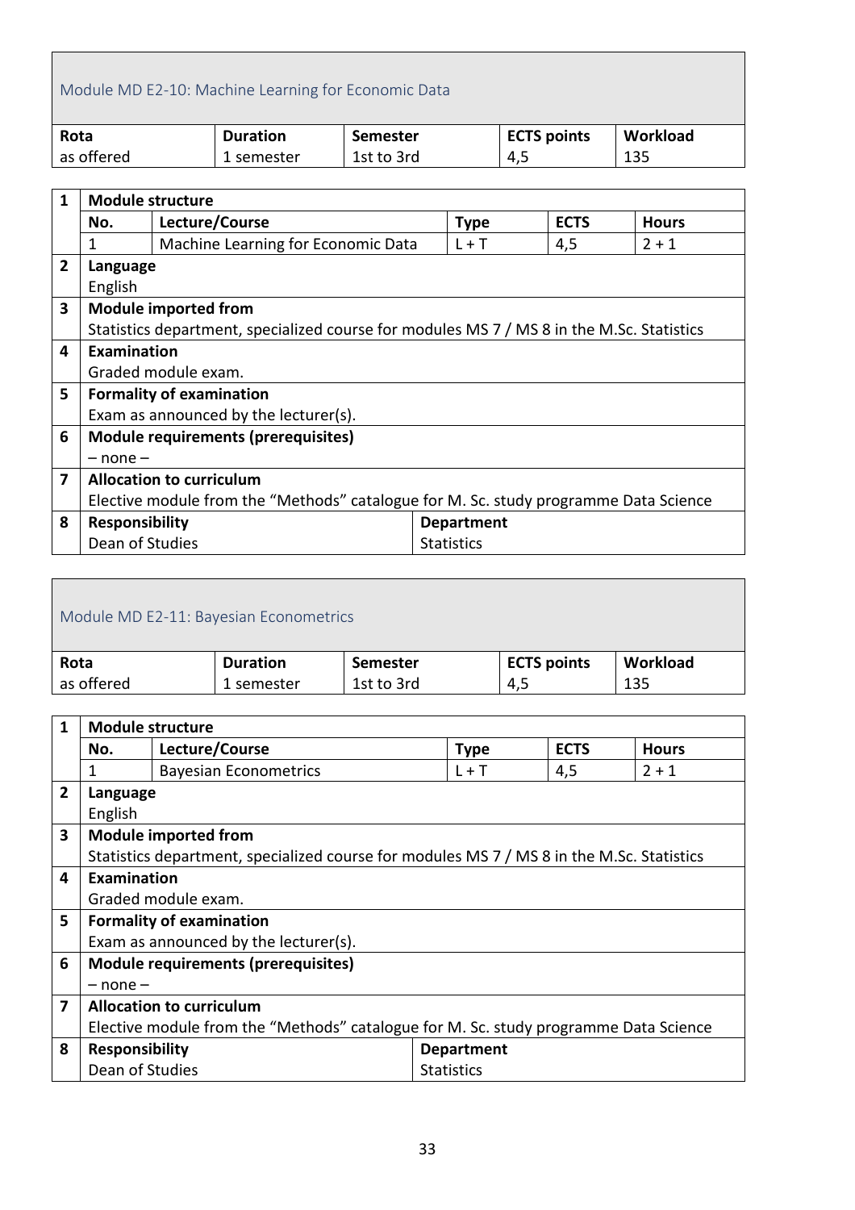## Module MD E2-10: Machine Learning for Economic Data

| Rota | Duration | Semester | ECTS points | Workload |
|---|---|---|---|---|
| as offered | 1 semester | 1st to 3rd | 4,5 | 135 |

| | | | | | |
|---|---|---|---|---|---|
| **1** | **Module structure** | | | | |
| | **No.** | **Lecture/Course** | **Type** | **ECTS** | **Hours** |
| | 1 | Machine Learning for Economic Data | L + T | 4,5 | 2 + 1 |
| **2** | **Language**<br>English | | | | |
| **3** | **Module imported from**<br>Statistics department, specialized course for modules MS 7 / MS 8 in the M.Sc. Statistics | | | | |
| **4** | **Examination**<br>Graded module exam. | | | | |
| **5** | **Formality of examination**<br>Exam as announced by the lecturer(s). | | | | |
| **6** | **Module requirements (prerequisites)**<br>– none – | | | | |
| **7** | **Allocation to curriculum**<br>Elective module from the “Methods” catalogue for M. Sc. study programme Data Science | | | | |
| **8** | **Responsibility**<br>Dean of Studies | | **Department**<br>Statistics | | |

## Module MD E2-11: Bayesian Econometrics

| Rota | Duration | Semester | ECTS points | Workload |
|---|---|---|---|---|
| as offered | 1 semester | 1st to 3rd | 4,5 | 135 |

| | | | | | |
|---|---|---|---|---|---|
| **1** | **Module structure** | | | | |
| | **No.** | **Lecture/Course** | **Type** | **ECTS** | **Hours** |
| | 1 | Bayesian Econometrics | L + T | 4,5 | 2 + 1 |
| **2** | **Language**<br>English | | | | |
| **3** | **Module imported from**<br>Statistics department, specialized course for modules MS 7 / MS 8 in the M.Sc. Statistics | | | | |
| **4** | **Examination**<br>Graded module exam. | | | | |
| **5** | **Formality of examination**<br>Exam as announced by the lecturer(s). | | | | |
| **6** | **Module requirements (prerequisites)**<br>– none – | | | | |
| **7** | **Allocation to curriculum**<br>Elective module from the “Methods” catalogue for M. Sc. study programme Data Science | | | | |
| **8** | **Responsibility**<br>Dean of Studies | | **Department**<br>Statistics | | |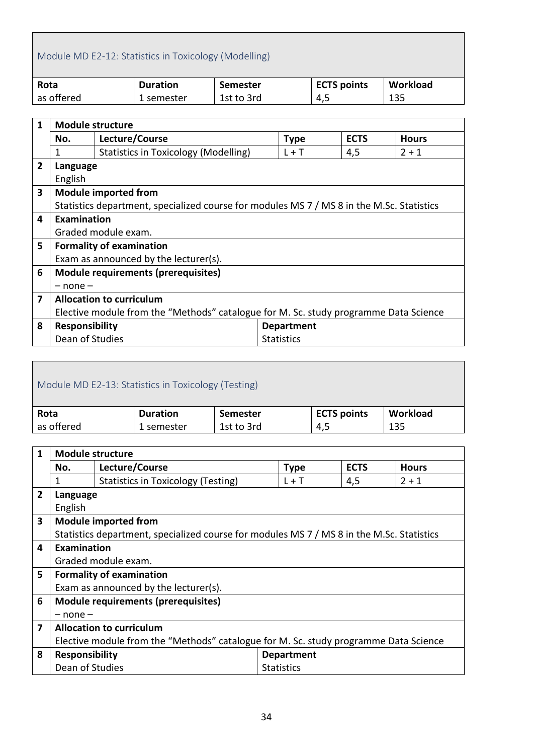## Module MD E2-12: Statistics in Toxicology (Modelling)

| Rota | Duration | Semester | ECTS points | Workload |
|---|---|---|---|---|
| as offered | 1 semester | 1st to 3rd | 4,5 | 135 |

| | | | | | |
|---|---|---|---|---|---|
| **1** | **Module structure** | | | | |
| | **No.** | **Lecture/Course** | **Type** | **ECTS** | **Hours** |
| | 1 | Statistics in Toxicology (Modelling) | L + T | 4,5 | 2 + 1 |
| **2** | **Language**<br>English | | | | |
| **3** | **Module imported from**<br>Statistics department, specialized course for modules MS 7 / MS 8 in the M.Sc. Statistics | | | | |
| **4** | **Examination**<br>Graded module exam. | | | | |
| **5** | **Formality of examination**<br>Exam as announced by the lecturer(s). | | | | |
| **6** | **Module requirements (prerequisites)**<br>– none – | | | | |
| **7** | **Allocation to curriculum**<br>Elective module from the "Methods" catalogue for M. Sc. study programme Data Science | | | | |
| **8** | **Responsibility**<br>Dean of Studies | | **Department**<br>Statistics | | |

## Module MD E2-13: Statistics in Toxicology (Testing)

| Rota | Duration | Semester | ECTS points | Workload |
|---|---|---|---|---|
| as offered | 1 semester | 1st to 3rd | 4,5 | 135 |

| | | | | | |
|---|---|---|---|---|---|
| **1** | **Module structure** | | | | |
| | **No.** | **Lecture/Course** | **Type** | **ECTS** | **Hours** |
| | 1 | Statistics in Toxicology (Testing) | L + T | 4,5 | 2 + 1 |
| **2** | **Language**<br>English | | | | |
| **3** | **Module imported from**<br>Statistics department, specialized course for modules MS 7 / MS 8 in the M.Sc. Statistics | | | | |
| **4** | **Examination**<br>Graded module exam. | | | | |
| **5** | **Formality of examination**<br>Exam as announced by the lecturer(s). | | | | |
| **6** | **Module requirements (prerequisites)**<br>– none – | | | | |
| **7** | **Allocation to curriculum**<br>Elective module from the "Methods" catalogue for M. Sc. study programme Data Science | | | | |
| **8** | **Responsibility**<br>Dean of Studies | | **Department**<br>Statistics | | |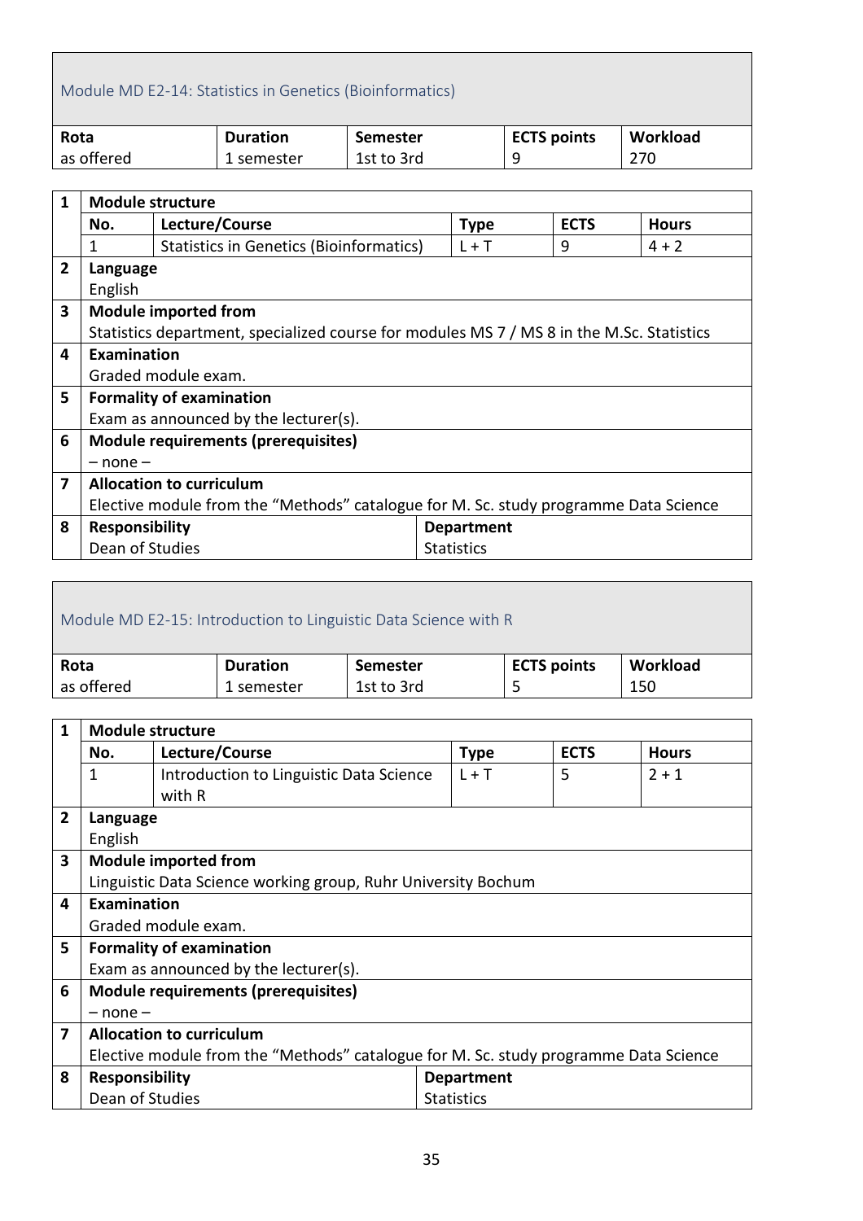## Module MD E2-14: Statistics in Genetics (Bioinformatics)

| Rota | Duration | Semester | ECTS points | Workload |
|---|---|---|---|---|
| as offered | 1 semester | 1st to 3rd | 9 | 270 |

**1 Module structure**

| No. | Lecture/Course | Type | ECTS | Hours |
|---|---|---|---|---|
| 1 | Statistics in Genetics (Bioinformatics) | L + T | 9 | 4 + 2 |

**2 Language**

English

**3 Module imported from**

Statistics department, specialized course for modules MS 7 / MS 8 in the M.Sc. Statistics

**4 Examination**

Graded module exam.

**5 Formality of examination**

Exam as announced by the lecturer(s).

**6 Module requirements (prerequisites)**

– none –

**7 Allocation to curriculum**

Elective module from the "Methods" catalogue for M. Sc. study programme Data Science

**8 Responsibility**

| Responsibility | Department |
|---|---|
| Dean of Studies | Statistics |

## Module MD E2-15: Introduction to Linguistic Data Science with R

| Rota | Duration | Semester | ECTS points | Workload |
|---|---|---|---|---|
| as offered | 1 semester | 1st to 3rd | 5 | 150 |

**1 Module structure**

| No. | Lecture/Course | Type | ECTS | Hours |
|---|---|---|---|---|
| 1 | Introduction to Linguistic Data Science with R | L + T | 5 | 2 + 1 |

**2 Language**

English

**3 Module imported from**

Linguistic Data Science working group, Ruhr University Bochum

**4 Examination**

Graded module exam.

**5 Formality of examination**

Exam as announced by the lecturer(s).

**6 Module requirements (prerequisites)**

– none –

**7 Allocation to curriculum**

Elective module from the "Methods" catalogue for M. Sc. study programme Data Science

**8 Responsibility**

| Responsibility | Department |
|---|---|
| Dean of Studies | Statistics |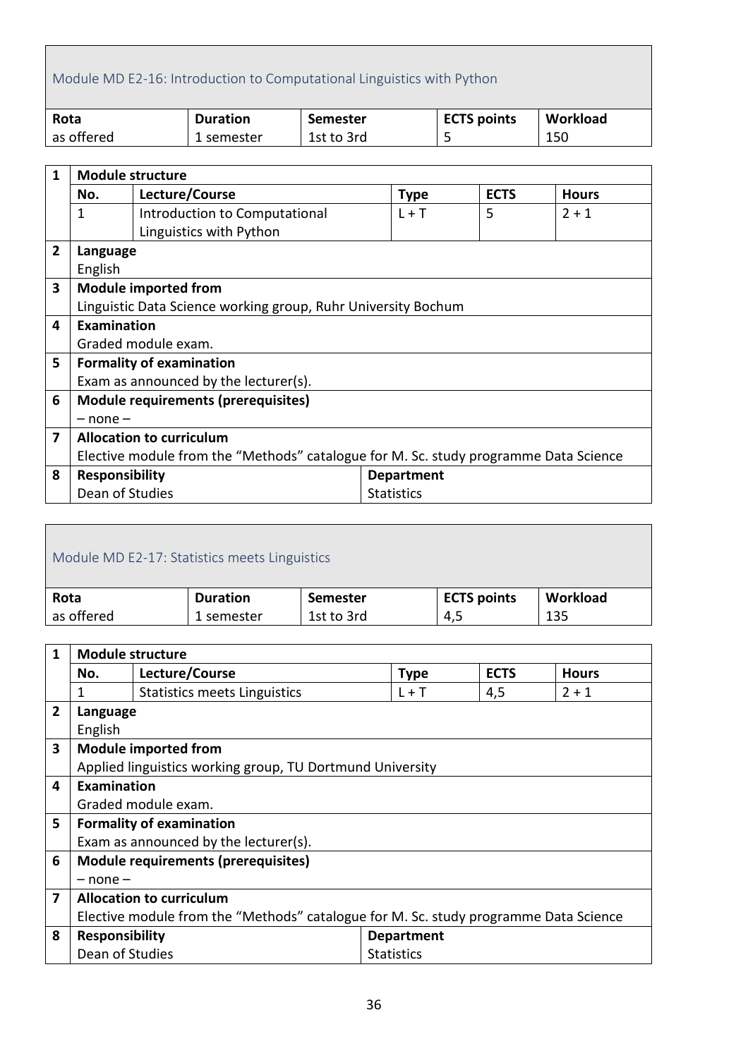## Module MD E2-16: Introduction to Computational Linguistics with Python

| Rota | Duration | Semester | ECTS points | Workload |
|---|---|---|---|---|
| as offered | 1 semester | 1st to 3rd | 5 | 150 |

| | | | | | |
|---|---|---|---|---|---|
| **1** | **Module structure** | | | | |
| | **No.** | **Lecture/Course** | **Type** | **ECTS** | **Hours** |
| | 1 | Introduction to Computational Linguistics with Python | L + T | 5 | 2 + 1 |
| **2** | **Language**<br>English | | | | |
| **3** | **Module imported from**<br>Linguistic Data Science working group, Ruhr University Bochum | | | | |
| **4** | **Examination**<br>Graded module exam. | | | | |
| **5** | **Formality of examination**<br>Exam as announced by the lecturer(s). | | | | |
| **6** | **Module requirements (prerequisites)**<br>– none – | | | | |
| **7** | **Allocation to curriculum**<br>Elective module from the “Methods” catalogue for M. Sc. study programme Data Science | | | | |
| **8** | **Responsibility**<br>Dean of Studies | | **Department**<br>Statistics | | |

## Module MD E2-17: Statistics meets Linguistics

| Rota | Duration | Semester | ECTS points | Workload |
|---|---|---|---|---|
| as offered | 1 semester | 1st to 3rd | 4,5 | 135 |

| | | | | | |
|---|---|---|---|---|---|
| **1** | **Module structure** | | | | |
| | **No.** | **Lecture/Course** | **Type** | **ECTS** | **Hours** |
| | 1 | Statistics meets Linguistics | L + T | 4,5 | 2 + 1 |
| **2** | **Language**<br>English | | | | |
| **3** | **Module imported from**<br>Applied linguistics working group, TU Dortmund University | | | | |
| **4** | **Examination**<br>Graded module exam. | | | | |
| **5** | **Formality of examination**<br>Exam as announced by the lecturer(s). | | | | |
| **6** | **Module requirements (prerequisites)**<br>– none – | | | | |
| **7** | **Allocation to curriculum**<br>Elective module from the “Methods” catalogue for M. Sc. study programme Data Science | | | | |
| **8** | **Responsibility**<br>Dean of Studies | | **Department**<br>Statistics | | |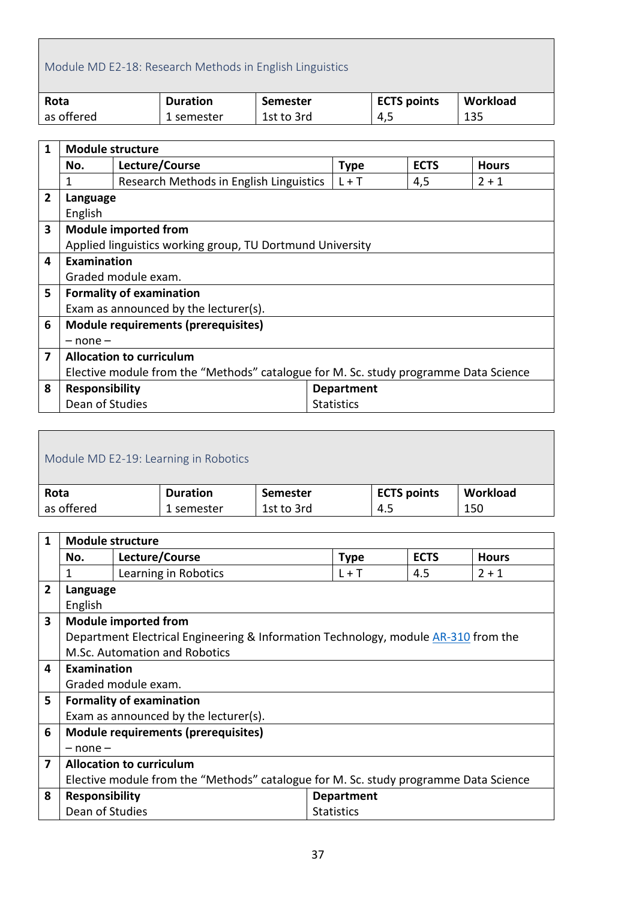## Module MD E2-18: Research Methods in English Linguistics

| Rota | Duration | Semester | ECTS points | Workload |
|---|---|---|---|---|
| as offered | 1 semester | 1st to 3rd | 4,5 | 135 |

| | | | | | |
|---|---|---|---|---|---|
| **1** | **Module structure** | | | | |
| | **No.** | **Lecture/Course** | **Type** | **ECTS** | **Hours** |
| | 1 | Research Methods in English Linguistics | L + T | 4,5 | 2 + 1 |
| **2** | **Language** | | | | |
| | English | | | | |
| **3** | **Module imported from** | | | | |
| | Applied linguistics working group, TU Dortmund University | | | | |
| **4** | **Examination** | | | | |
| | Graded module exam. | | | | |
| **5** | **Formality of examination** | | | | |
| | Exam as announced by the lecturer(s). | | | | |
| **6** | **Module requirements (prerequisites)** | | | | |
| | – none – | | | | |
| **7** | **Allocation to curriculum** | | | | |
| | Elective module from the “Methods” catalogue for M. Sc. study programme Data Science | | | | |
| **8** | **Responsibility** | | **Department** | | |
| | Dean of Studies | | Statistics | | |

## Module MD E2-19: Learning in Robotics

| Rota | Duration | Semester | ECTS points | Workload |
|---|---|---|---|---|
| as offered | 1 semester | 1st to 3rd | 4.5 | 150 |

| | | | | | |
|---|---|---|---|---|---|
| **1** | **Module structure** | | | | |
| | **No.** | **Lecture/Course** | **Type** | **ECTS** | **Hours** |
| | 1 | Learning in Robotics | L + T | 4.5 | 2 + 1 |
| **2** | **Language** | | | | |
| | English | | | | |
| **3** | **Module imported from** | | | | |
| | Department Electrical Engineering & Information Technology, module AR-310 from the M.Sc. Automation and Robotics | | | | |
| **4** | **Examination** | | | | |
| | Graded module exam. | | | | |
| **5** | **Formality of examination** | | | | |
| | Exam as announced by the lecturer(s). | | | | |
| **6** | **Module requirements (prerequisites)** | | | | |
| | – none – | | | | |
| **7** | **Allocation to curriculum** | | | | |
| | Elective module from the “Methods” catalogue for M. Sc. study programme Data Science | | | | |
| **8** | **Responsibility** | | **Department** | | |
| | Dean of Studies | | Statistics | | |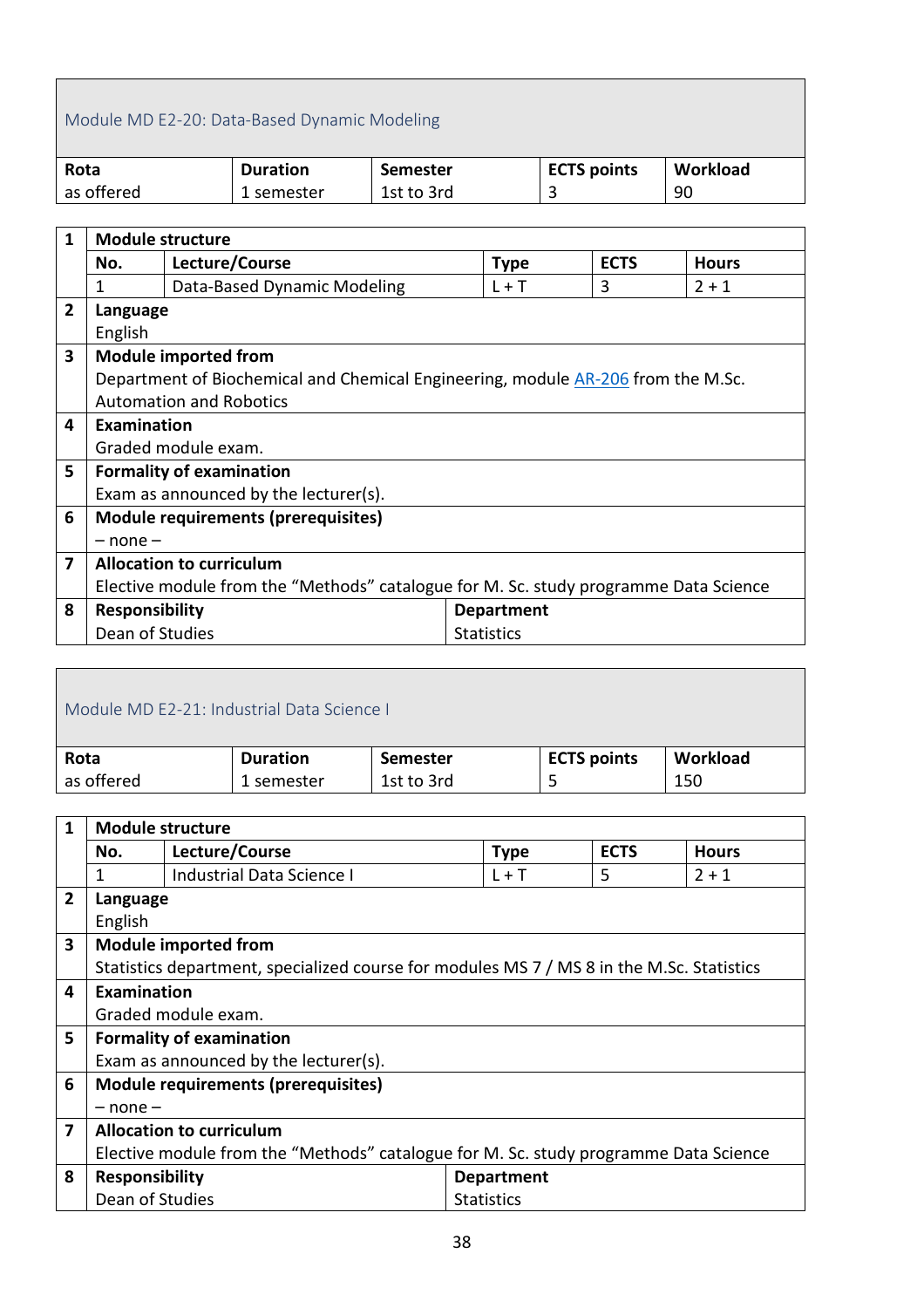## Module MD E2-20: Data-Based Dynamic Modeling

| Rota | Duration | Semester | ECTS points | Workload |
|---|---|---|---|---|
| as offered | 1 semester | 1st to 3rd | 3 | 90 |

**1 Module structure**

| No. | Lecture/Course | Type | ECTS | Hours |
|---|---|---|---|---|
| 1 | Data-Based Dynamic Modeling | L + T | 3 | 2 + 1 |

**2 Language**
English

**3 Module imported from**
Department of Biochemical and Chemical Engineering, module AR-206 from the M.Sc. Automation and Robotics

**4 Examination**
Graded module exam.

**5 Formality of examination**
Exam as announced by the lecturer(s).

**6 Module requirements (prerequisites)**
– none –

**7 Allocation to curriculum**
Elective module from the "Methods" catalogue for M. Sc. study programme Data Science

| 8 Responsibility | Department |
|---|---|
| Dean of Studies | Statistics |

## Module MD E2-21: Industrial Data Science I

| Rota | Duration | Semester | ECTS points | Workload |
|---|---|---|---|---|
| as offered | 1 semester | 1st to 3rd | 5 | 150 |

**1 Module structure**

| No. | Lecture/Course | Type | ECTS | Hours |
|---|---|---|---|---|
| 1 | Industrial Data Science I | L + T | 5 | 2 + 1 |

**2 Language**
English

**3 Module imported from**
Statistics department, specialized course for modules MS 7 / MS 8 in the M.Sc. Statistics

**4 Examination**
Graded module exam.

**5 Formality of examination**
Exam as announced by the lecturer(s).

**6 Module requirements (prerequisites)**
– none –

**7 Allocation to curriculum**
Elective module from the "Methods" catalogue for M. Sc. study programme Data Science

| 8 Responsibility | Department |
|---|---|
| Dean of Studies | Statistics |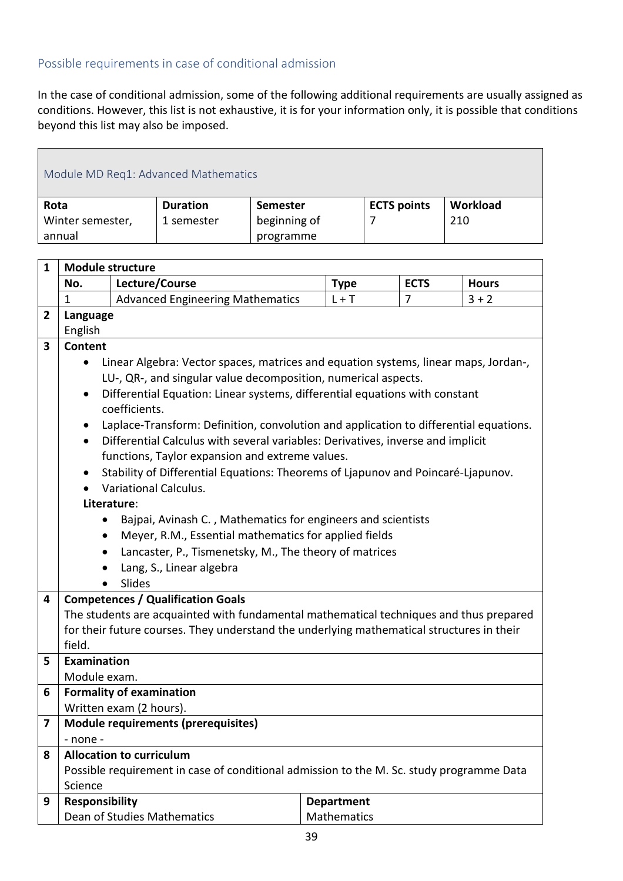## Possible requirements in case of conditional admission

In the case of conditional admission, some of the following additional requirements are usually assigned as conditions. However, this list is not exhaustive, it is for your information only, it is possible that conditions beyond this list may also be imposed.

### Module MD Req1: Advanced Mathematics

| Rota | Duration | Semester | ECTS points | Workload |
|---|---|---|---|---|
| Winter semester, annual | 1 semester | beginning of programme | 7 | 210 |

**1 Module structure**

| No. | Lecture/Course | Type | ECTS | Hours |
|---|---|---|---|---|
| 1 | Advanced Engineering Mathematics | L + T | 7 | 3 + 2 |

**2 Language**

English

**3 Content**

- Linear Algebra: Vector spaces, matrices and equation systems, linear maps, Jordan-, LU-, QR-, and singular value decomposition, numerical aspects.
- Differential Equation: Linear systems, differential equations with constant coefficients.
- Laplace-Transform: Definition, convolution and application to differential equations.
- Differential Calculus with several variables: Derivatives, inverse and implicit functions, Taylor expansion and extreme values.
- Stability of Differential Equations: Theorems of Ljapunov and Poincaré-Ljapunov.
- Variational Calculus.

**Literature**:

- Bajpai, Avinash C. , Mathematics for engineers and scientists
- Meyer, R.M., Essential mathematics for applied fields
- Lancaster, P., Tismenetsky, M., The theory of matrices
- Lang, S., Linear algebra
- Slides

**4 Competences / Qualification Goals**

The students are acquainted with fundamental mathematical techniques and thus prepared for their future courses. They understand the underlying mathematical structures in their field.

**5 Examination**

Module exam.

**6 Formality of examination**

Written exam (2 hours).

**7 Module requirements (prerequisites)**

- none -

**8 Allocation to curriculum**

Possible requirement in case of conditional admission to the M. Sc. study programme Data Science

**9 Responsibility**

| Responsibility | Department |
|---|---|
| Dean of Studies Mathematics | Mathematics |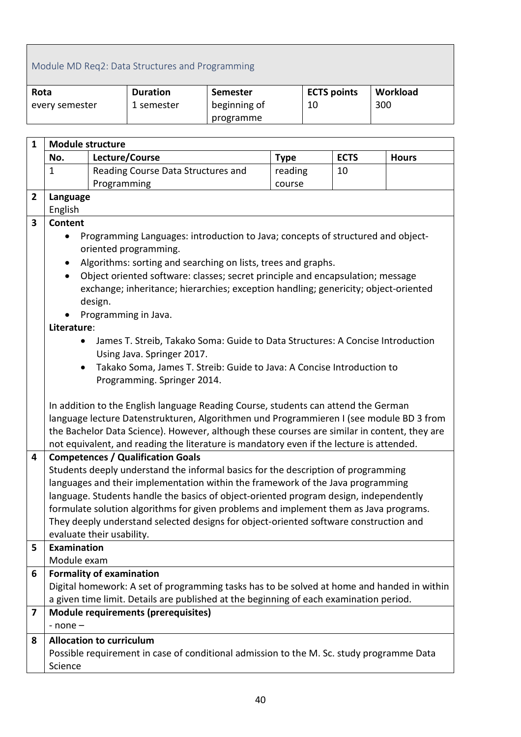## Module MD Req2: Data Structures and Programming

| Rota | Duration | Semester | ECTS points | Workload |
|---|---|---|---|---|
| every semester | 1 semester | beginning of programme | 10 | 300 |

**1 Module structure**

| No. | Lecture/Course | Type | ECTS | Hours |
|---|---|---|---|---|
| 1 | Reading Course Data Structures and Programming | reading course | 10 | |

**2 Language**

English

**3 Content**

- Programming Languages: introduction to Java; concepts of structured and object-oriented programming.
- Algorithms: sorting and searching on lists, trees and graphs.
- Object oriented software: classes; secret principle and encapsulation; message exchange; inheritance; hierarchies; exception handling; genericity; object-oriented design.
- Programming in Java.

**Literature**:

- James T. Streib, Takako Soma: Guide to Data Structures: A Concise Introduction Using Java. Springer 2017.
- Takako Soma, James T. Streib: Guide to Java: A Concise Introduction to Programming. Springer 2014.

In addition to the English language Reading Course, students can attend the German language lecture Datenstrukturen, Algorithmen und Programmieren I (see module BD 3 from the Bachelor Data Science). However, although these courses are similar in content, they are not equivalent, and reading the literature is mandatory even if the lecture is attended.

**4 Competences / Qualification Goals**

Students deeply understand the informal basics for the description of programming languages and their implementation within the framework of the Java programming language. Students handle the basics of object-oriented program design, independently formulate solution algorithms for given problems and implement them as Java programs. They deeply understand selected designs for object-oriented software construction and evaluate their usability.

**5 Examination**

Module exam

**6 Formality of examination**

Digital homework: A set of programming tasks has to be solved at home and handed in within a given time limit. Details are published at the beginning of each examination period.

**7 Module requirements (prerequisites)**

- none –

**8 Allocation to curriculum**

Possible requirement in case of conditional admission to the M. Sc. study programme Data Science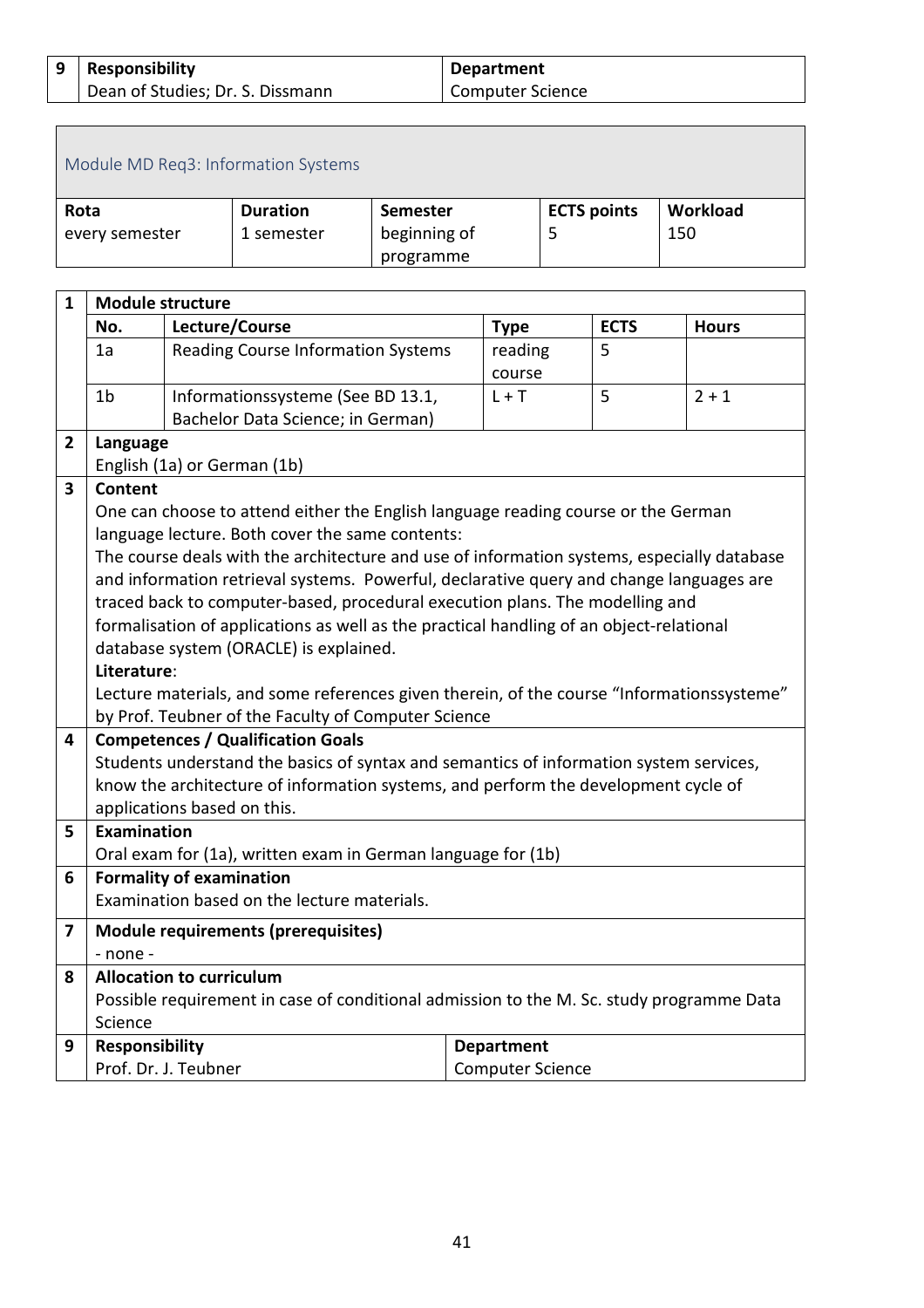| 9 | Responsibility | Department |
|---|---|---|
| | Dean of Studies; Dr. S. Dissmann | Computer Science |

## Module MD Req3: Information Systems

| Rota | Duration | Semester | ECTS points | Workload |
|---|---|---|---|---|
| every semester | 1 semester | beginning of programme | 5 | 150 |

**1 Module structure**

| No. | Lecture/Course | Type | ECTS | Hours |
|---|---|---|---|---|
| 1a | Reading Course Information Systems | reading course | 5 | |
| 1b | Informationssysteme (See BD 13.1, Bachelor Data Science; in German) | L + T | 5 | 2 + 1 |

**2 Language**

English (1a) or German (1b)

**3 Content**

One can choose to attend either the English language reading course or the German language lecture. Both cover the same contents:
The course deals with the architecture and use of information systems, especially database and information retrieval systems. Powerful, declarative query and change languages are traced back to computer-based, procedural execution plans. The modelling and formalisation of applications as well as the practical handling of an object-relational database system (ORACLE) is explained.

**Literature**:
Lecture materials, and some references given therein, of the course "Informationssysteme" by Prof. Teubner of the Faculty of Computer Science

**4 Competences / Qualification Goals**

Students understand the basics of syntax and semantics of information system services, know the architecture of information systems, and perform the development cycle of applications based on this.

**5 Examination**

Oral exam for (1a), written exam in German language for (1b)

**6 Formality of examination**

Examination based on the lecture materials.

**7 Module requirements (prerequisites)**

- none -

**8 Allocation to curriculum**

Possible requirement in case of conditional admission to the M. Sc. study programme Data Science

| 9 | Responsibility | Department |
|---|---|---|
| | Prof. Dr. J. Teubner | Computer Science |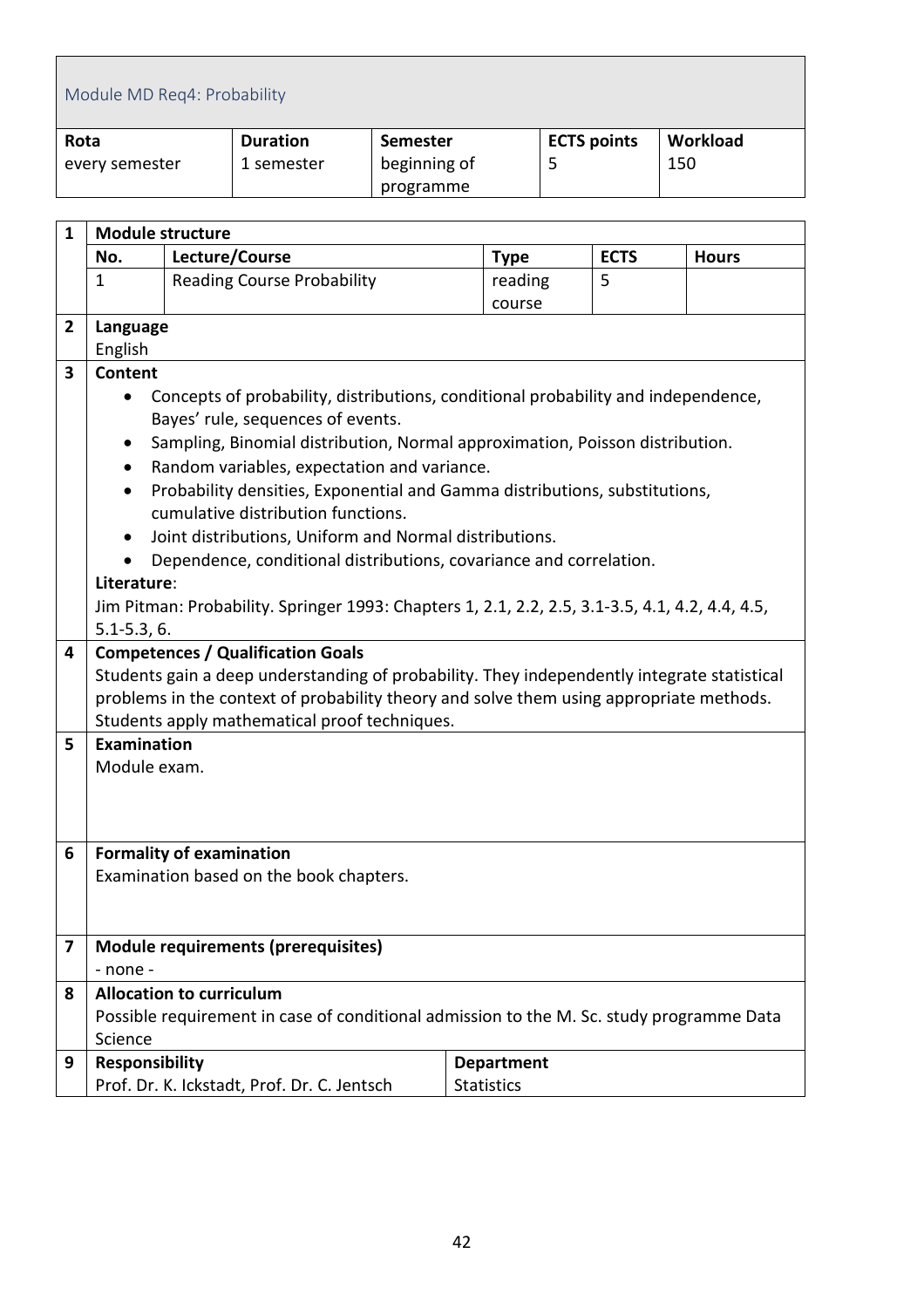## Module MD Req4: Probability

| Rota | Duration | Semester | ECTS points | Workload |
|---|---|---|---|---|
| every semester | 1 semester | beginning of programme | 5 | 150 |

**1 Module structure**

| No. | Lecture/Course | Type | ECTS | Hours |
|---|---|---|---|---|
| 1 | Reading Course Probability | reading course | 5 | |

**2 Language**

English

**3 Content**

- Concepts of probability, distributions, conditional probability and independence, Bayes' rule, sequences of events.
- Sampling, Binomial distribution, Normal approximation, Poisson distribution.
- Random variables, expectation and variance.
- Probability densities, Exponential and Gamma distributions, substitutions, cumulative distribution functions.
- Joint distributions, Uniform and Normal distributions.
- Dependence, conditional distributions, covariance and correlation.

**Literature**:

Jim Pitman: Probability. Springer 1993: Chapters 1, 2.1, 2.2, 2.5, 3.1-3.5, 4.1, 4.2, 4.4, 4.5, 5.1-5.3, 6.

**4 Competences / Qualification Goals**

Students gain a deep understanding of probability. They independently integrate statistical problems in the context of probability theory and solve them using appropriate methods. Students apply mathematical proof techniques.

**5 Examination**

Module exam.

**6 Formality of examination**

Examination based on the book chapters.

**7 Module requirements (prerequisites)**

- none -

**8 Allocation to curriculum**

Possible requirement in case of conditional admission to the M. Sc. study programme Data Science

| 9 Responsibility | Department |
|---|---|
| Prof. Dr. K. Ickstadt, Prof. Dr. C. Jentsch | Statistics |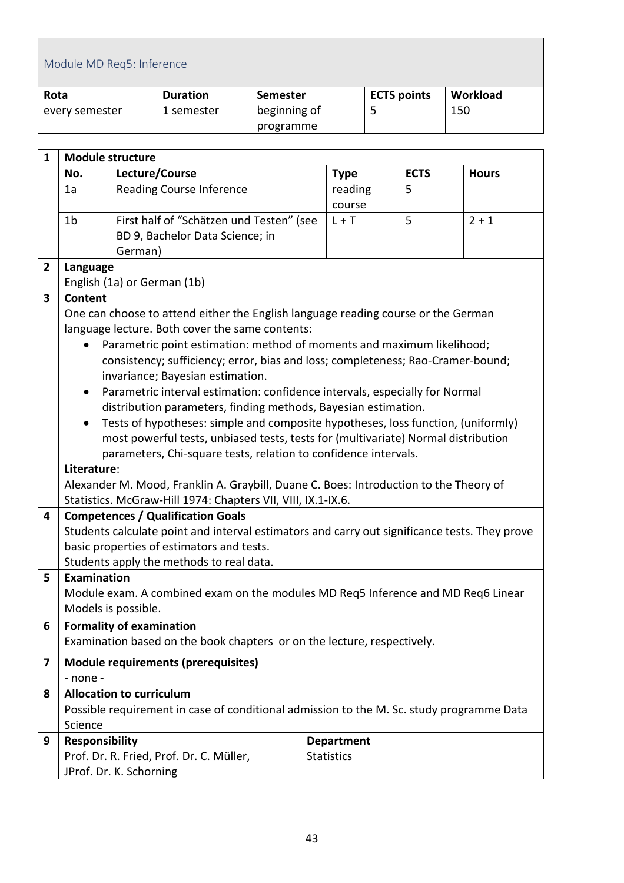## Module MD Req5: Inference

| Rota | Duration | Semester | ECTS points | Workload |
|---|---|---|---|---|
| every semester | 1 semester | beginning of programme | 5 | 150 |

**1 Module structure**

| No. | Lecture/Course | Type | ECTS | Hours |
|---|---|---|---|---|
| 1a | Reading Course Inference | reading course | 5 | |
| 1b | First half of "Schätzen und Testen" (see BD 9, Bachelor Data Science; in German) | L + T | 5 | 2 + 1 |

**2 Language**

English (1a) or German (1b)

**3 Content**

One can choose to attend either the English language reading course or the German language lecture. Both cover the same contents:

- Parametric point estimation: method of moments and maximum likelihood; consistency; sufficiency; error, bias and loss; completeness; Rao-Cramer-bound; invariance; Bayesian estimation.
- Parametric interval estimation: confidence intervals, especially for Normal distribution parameters, finding methods, Bayesian estimation.
- Tests of hypotheses: simple and composite hypotheses, loss function, (uniformly) most powerful tests, unbiased tests, tests for (multivariate) Normal distribution parameters, Chi-square tests, relation to confidence intervals.

**Literature**:

Alexander M. Mood, Franklin A. Graybill, Duane C. Boes: Introduction to the Theory of Statistics. McGraw-Hill 1974: Chapters VII, VIII, IX.1-IX.6.

**4 Competences / Qualification Goals**

Students calculate point and interval estimators and carry out significance tests. They prove basic properties of estimators and tests.
Students apply the methods to real data.

**5 Examination**

Module exam. A combined exam on the modules MD Req5 Inference and MD Req6 Linear Models is possible.

**6 Formality of examination**

Examination based on the book chapters or on the lecture, respectively.

**7 Module requirements (prerequisites)**

- none -

**8 Allocation to curriculum**

Possible requirement in case of conditional admission to the M. Sc. study programme Data Science

**9 Responsibility**

Prof. Dr. R. Fried, Prof. Dr. C. Müller, JProf. Dr. K. Schorning

**Department**

Statistics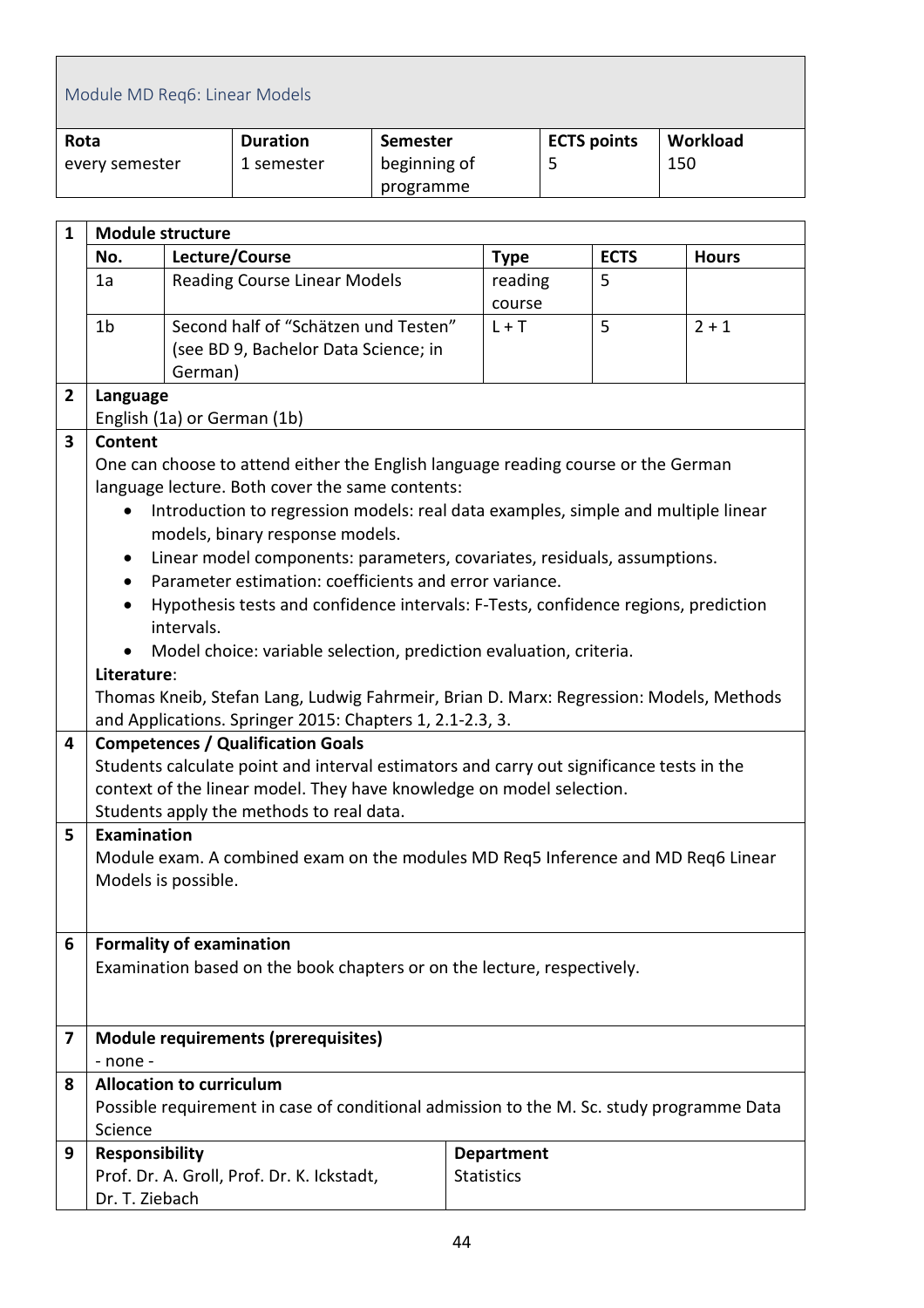## Module MD Req6: Linear Models

| Rota | Duration | Semester | ECTS points | Workload |
|---|---|---|---|---|
| every semester | 1 semester | beginning of programme | 5 | 150 |

**1 Module structure**

| No. | Lecture/Course | Type | ECTS | Hours |
|---|---|---|---|---|
| 1a | Reading Course Linear Models | reading course | 5 | |
| 1b | Second half of "Schätzen und Testen" (see BD 9, Bachelor Data Science; in German) | L + T | 5 | 2 + 1 |

**2 Language**

English (1a) or German (1b)

**3 Content**

One can choose to attend either the English language reading course or the German language lecture. Both cover the same contents:

- Introduction to regression models: real data examples, simple and multiple linear models, binary response models.
- Linear model components: parameters, covariates, residuals, assumptions.
- Parameter estimation: coefficients and error variance.
- Hypothesis tests and confidence intervals: F-Tests, confidence regions, prediction intervals.
- Model choice: variable selection, prediction evaluation, criteria.

**Literature**:

Thomas Kneib, Stefan Lang, Ludwig Fahrmeir, Brian D. Marx: Regression: Models, Methods and Applications. Springer 2015: Chapters 1, 2.1-2.3, 3.

**4 Competences / Qualification Goals**

Students calculate point and interval estimators and carry out significance tests in the context of the linear model. They have knowledge on model selection.
Students apply the methods to real data.

**5 Examination**

Module exam. A combined exam on the modules MD Req5 Inference and MD Req6 Linear Models is possible.

**6 Formality of examination**

Examination based on the book chapters or on the lecture, respectively.

**7 Module requirements (prerequisites)**

- none -

**8 Allocation to curriculum**

Possible requirement in case of conditional admission to the M. Sc. study programme Data Science

**9 Responsibility**

Prof. Dr. A. Groll, Prof. Dr. K. Ickstadt, Dr. T. Ziebach

**Department**

Statistics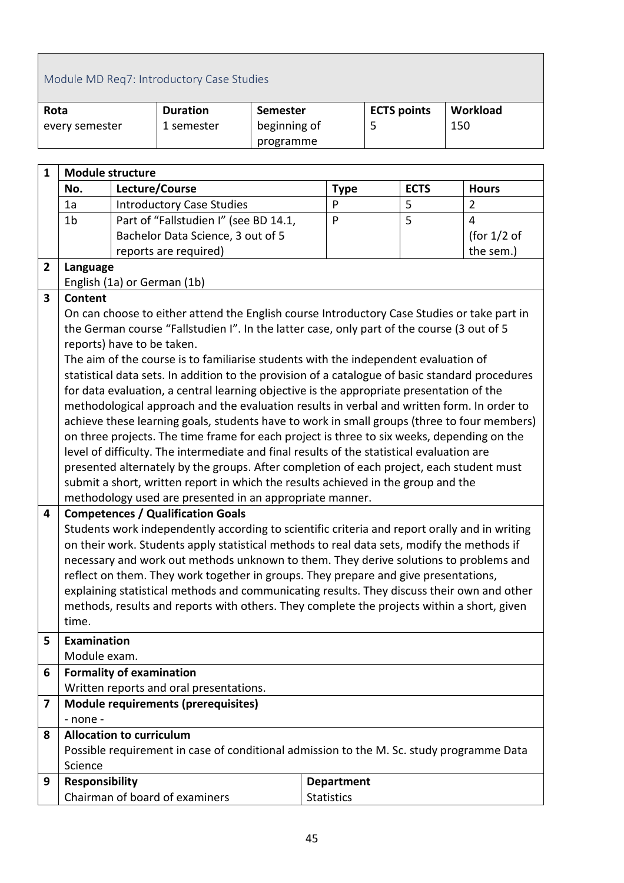## Module MD Req7: Introductory Case Studies

| Rota | Duration | Semester | ECTS points | Workload |
|---|---|---|---|---|
| every semester | 1 semester | beginning of programme | 5 | 150 |

**1 Module structure**

| No. | Lecture/Course | Type | ECTS | Hours |
|---|---|---|---|---|
| 1a | Introductory Case Studies | P | 5 | 2 |
| 1b | Part of "Fallstudien I" (see BD 14.1, Bachelor Data Science, 3 out of 5 reports are required) | P | 5 | 4 (for 1/2 of the sem.) |

**2 Language**

English (1a) or German (1b)

**3 Content**

On can choose to either attend the English course Introductory Case Studies or take part in the German course "Fallstudien I". In the latter case, only part of the course (3 out of 5 reports) have to be taken.

The aim of the course is to familiarise students with the independent evaluation of statistical data sets. In addition to the provision of a catalogue of basic standard procedures for data evaluation, a central learning objective is the appropriate presentation of the methodological approach and the evaluation results in verbal and written form. In order to achieve these learning goals, students have to work in small groups (three to four members) on three projects. The time frame for each project is three to six weeks, depending on the level of difficulty. The intermediate and final results of the statistical evaluation are presented alternately by the groups. After completion of each project, each student must submit a short, written report in which the results achieved in the group and the methodology used are presented in an appropriate manner.

**4 Competences / Qualification Goals**

Students work independently according to scientific criteria and report orally and in writing on their work. Students apply statistical methods to real data sets, modify the methods if necessary and work out methods unknown to them. They derive solutions to problems and reflect on them. They work together in groups. They prepare and give presentations, explaining statistical methods and communicating results. They discuss their own and other methods, results and reports with others. They complete the projects within a short, given time.

**5 Examination**

Module exam.

**6 Formality of examination**

Written reports and oral presentations.

**7 Module requirements (prerequisites)**

- none -

**8 Allocation to curriculum**

Possible requirement in case of conditional admission to the M. Sc. study programme Data Science

**9 Responsibility**

| Responsibility | Department |
|---|---|
| Chairman of board of examiners | Statistics |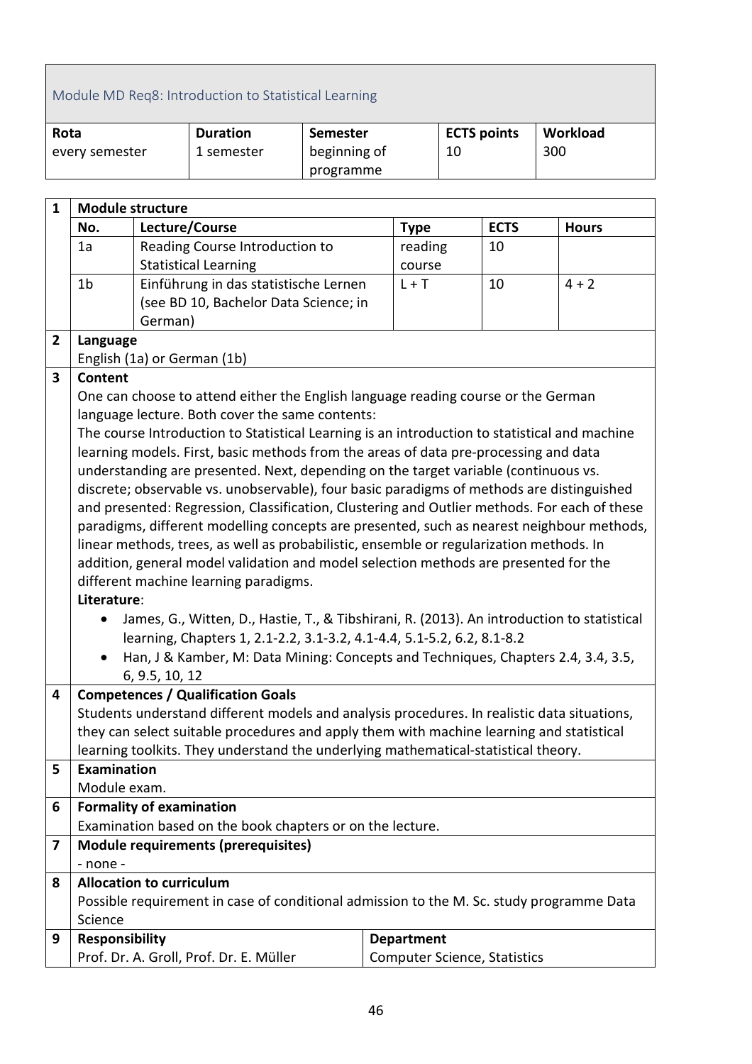## Module MD Req8: Introduction to Statistical Learning

| Rota | Duration | Semester | ECTS points | Workload |
|---|---|---|---|---|
| every semester | 1 semester | beginning of programme | 10 | 300 |

**1 Module structure**

| No. | Lecture/Course | Type | ECTS | Hours |
|---|---|---|---|---|
| 1a | Reading Course Introduction to Statistical Learning | reading course | 10 | |
| 1b | Einführung in das statistische Lernen (see BD 10, Bachelor Data Science; in German) | L + T | 10 | 4 + 2 |

**2 Language**

English (1a) or German (1b)

**3 Content**

One can choose to attend either the English language reading course or the German language lecture. Both cover the same contents:

The course Introduction to Statistical Learning is an introduction to statistical and machine learning models. First, basic methods from the areas of data pre-processing and data understanding are presented. Next, depending on the target variable (continuous vs. discrete; observable vs. unobservable), four basic paradigms of methods are distinguished and presented: Regression, Classification, Clustering and Outlier methods. For each of these paradigms, different modelling concepts are presented, such as nearest neighbour methods, linear methods, trees, as well as probabilistic, ensemble or regularization methods. In addition, general model validation and model selection methods are presented for the different machine learning paradigms.

**Literature**:

- James, G., Witten, D., Hastie, T., & Tibshirani, R. (2013). An introduction to statistical learning, Chapters 1, 2.1-2.2, 3.1-3.2, 4.1-4.4, 5.1-5.2, 6.2, 8.1-8.2
- Han, J & Kamber, M: Data Mining: Concepts and Techniques, Chapters 2.4, 3.4, 3.5, 6, 9.5, 10, 12

**4 Competences / Qualification Goals**

Students understand different models and analysis procedures. In realistic data situations, they can select suitable procedures and apply them with machine learning and statistical learning toolkits. They understand the underlying mathematical-statistical theory.

**5 Examination**

Module exam.

**6 Formality of examination**

Examination based on the book chapters or on the lecture.

**7 Module requirements (prerequisites)**

- none -

**8 Allocation to curriculum**

Possible requirement in case of conditional admission to the M. Sc. study programme Data Science

**9 Responsibility**

| Responsibility | Department |
|---|---|
| Prof. Dr. A. Groll, Prof. Dr. E. Müller | Computer Science, Statistics |